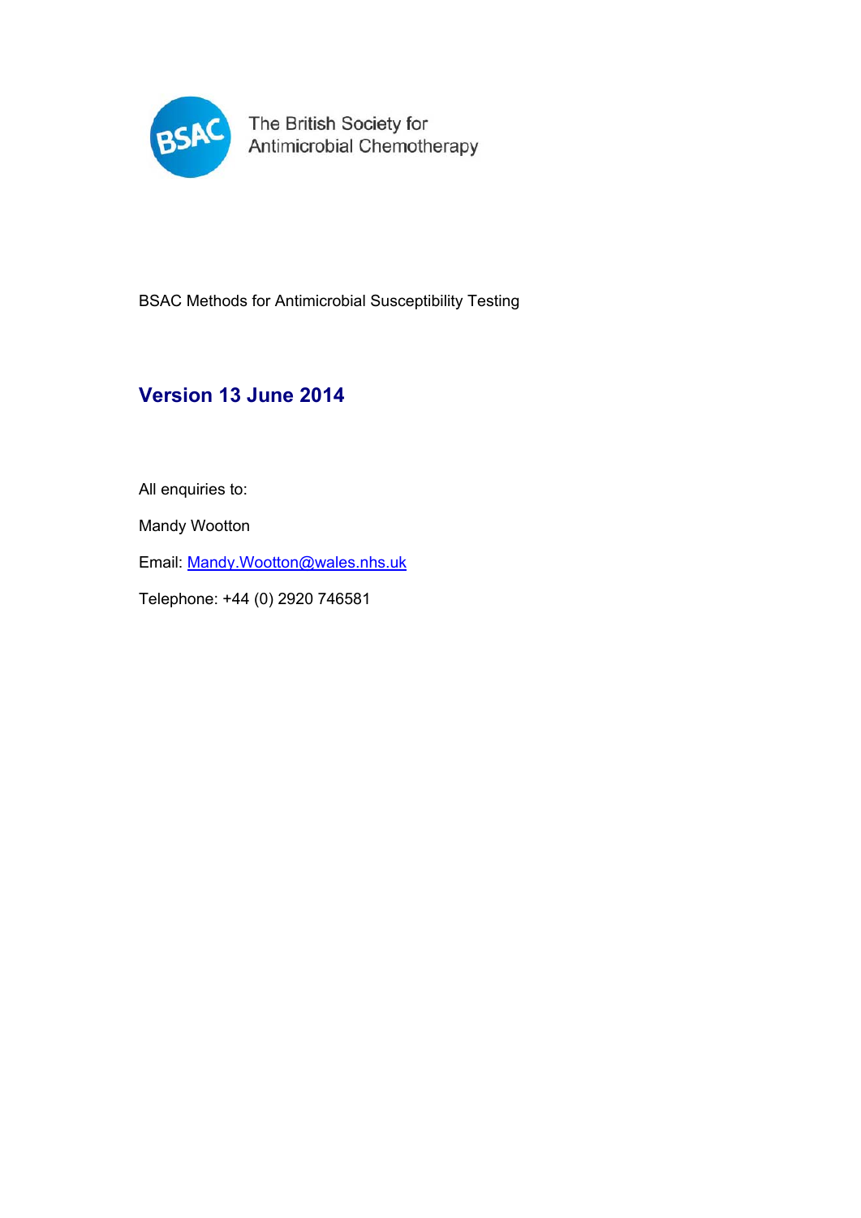The British Society for Antimicrobial Chemotherapy

BSAC Methods for Antimicrobial Susceptibility Testing

## Version 13 June 2014

All enquiries to:

Mandy Wootton

Email: Mandy.Wootton@wales.nhs.uk

Telephone: +44 (0) 2920 746581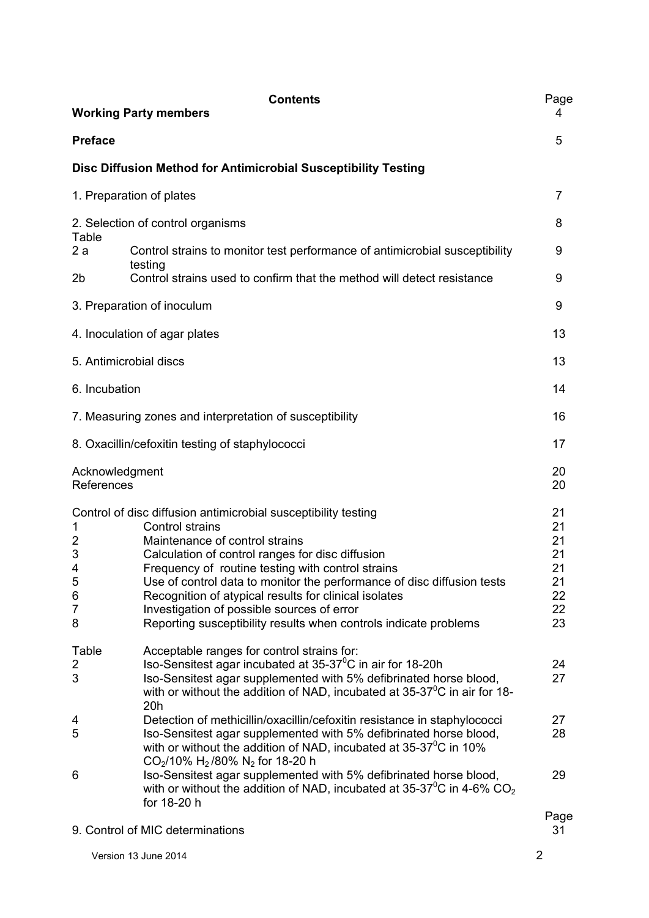# Contents

| | | Page |
|---|---|---|
| **Working Party members** | | 4 |
| **Preface** | | 5 |
| **Disc Diffusion Method for Antimicrobial Susceptibility Testing** | | |
| 1. Preparation of plates | | 7 |
| 2. Selection of control organisms | | 8 |
| Table | | |
| 2 a | Control strains to monitor test performance of antimicrobial susceptibility testing | 9 |
| 2b | Control strains used to confirm that the method will detect resistance | 9 |
| 3. Preparation of inoculum | | 9 |
| 4. Inoculation of agar plates | | 13 |
| 5. Antimicrobial discs | | 13 |
| 6. Incubation | | 14 |
| 7. Measuring zones and interpretation of susceptibility | | 16 |
| 8. Oxacillin/cefoxitin testing of staphylococci | | 17 |
| Acknowledgment | | 20 |
| References | | 20 |
| Control of disc diffusion antimicrobial susceptibility testing | | 21 |
| 1 | Control strains | 21 |
| 2 | Maintenance of control strains | 21 |
| 3 | Calculation of control ranges for disc diffusion | 21 |
| 4 | Frequency of routine testing with control strains | 21 |
| 5 | Use of control data to monitor the performance of disc diffusion tests | 21 |
| 6 | Recognition of atypical results for clinical isolates | 22 |
| 7 | Investigation of possible sources of error | 22 |
| 8 | Reporting susceptibility results when controls indicate problems | 23 |
| Table | Acceptable ranges for control strains for: | |
| 2 | Iso-Sensitest agar incubated at 35-37$^0$C in air for 18-20h | 24 |
| 3 | Iso-Sensitest agar supplemented with 5% defibrinated horse blood, with or without the addition of NAD, incubated at 35-37$^0$C in air for 18-20h | 27 |
| 4 | Detection of methicillin/oxacillin/cefoxitin resistance in staphylococci | 27 |
| 5 | Iso-Sensitest agar supplemented with 5% defibrinated horse blood, with or without the addition of NAD, incubated at 35-37$^0$C in 10% $CO_2$/10% $H_2$/80% $N_2$ for 18-20 h | 28 |
| 6 | Iso-Sensitest agar supplemented with 5% defibrinated horse blood, with or without the addition of NAD, incubated at 35-37$^0$C in 4-6% $CO_2$ for 18-20 h | 29 |
| | | Page |
| 9. Control of MIC determinations | | 31 |

Version 13 June 2014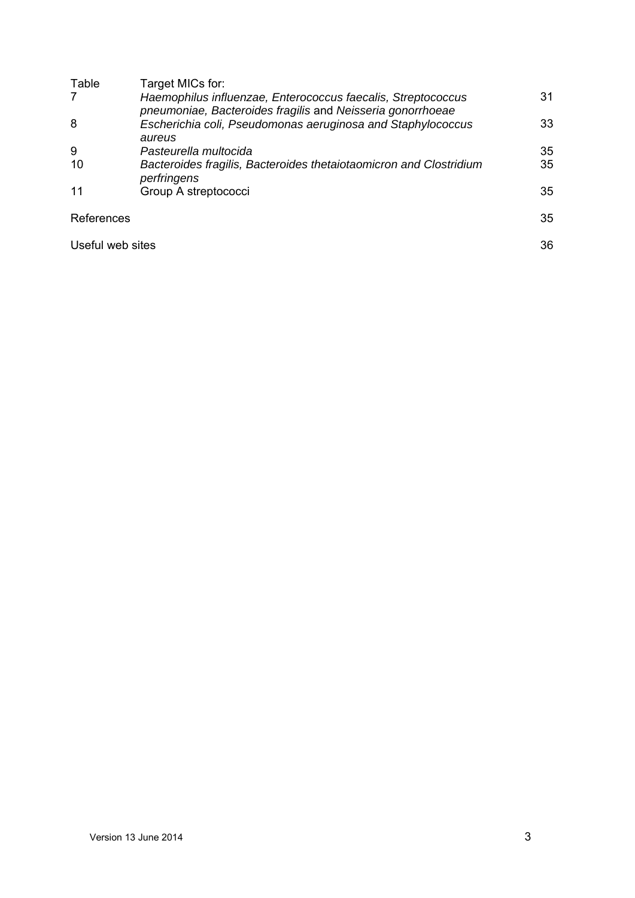| Table | Target MICs for: | |
|---|---|---|
| 7 | *Haemophilus influenzae, Enterococcus faecalis, Streptococcus pneumoniae, Bacteroides fragilis* and *Neisseria gonorrhoeae* | 31 |
| 8 | *Escherichia coli, Pseudomonas aeruginosa and Staphylococcus aureus* | 33 |
| 9 | *Pasteurella multocida* | 35 |
| 10 | *Bacteroides fragilis, Bacteroides thetaiotaomicron and Clostridium perfringens* | 35 |
| 11 | Group A streptococci | 35 |

References 35

Useful web sites 36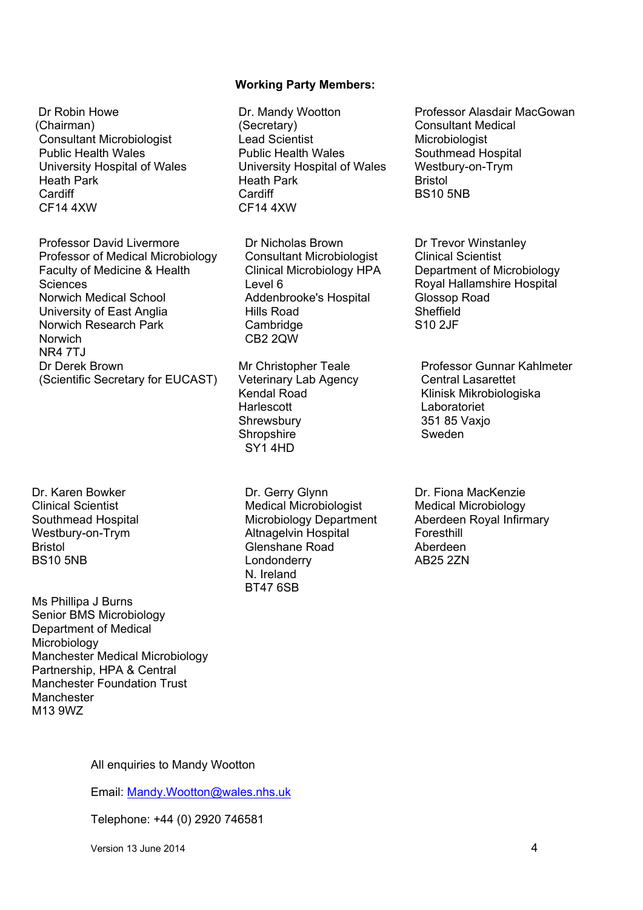**Working Party Members:**

Dr Robin Howe
(Chairman)
Consultant Microbiologist
Public Health Wales
University Hospital of Wales
Heath Park
Cardiff
CF14 4XW

Dr. Mandy Wootton
(Secretary)
Lead Scientist
Public Health Wales
University Hospital of Wales
Heath Park
Cardiff
CF14 4XW

Professor Alasdair MacGowan
Consultant Medical
Microbiologist
Southmead Hospital
Westbury-on-Trym
Bristol
BS10 5NB

Professor David Livermore
Professor of Medical Microbiology
Faculty of Medicine & Health
Sciences
Norwich Medical School
University of East Anglia
Norwich Research Park
Norwich
NR4 7TJ

Dr Nicholas Brown
Consultant Microbiologist
Clinical Microbiology HPA
Level 6
Addenbrooke's Hospital
Hills Road
Cambridge
CB2 2QW

Dr Trevor Winstanley
Clinical Scientist
Department of Microbiology
Royal Hallamshire Hospital
Glossop Road
Sheffield
S10 2JF

Dr Derek Brown
(Scientific Secretary for EUCAST)

Mr Christopher Teale
Veterinary Lab Agency
Kendal Road
Harlescott
Shrewsbury
Shropshire
SY1 4HD

Professor Gunnar Kahlmeter
Central Lasarettet
Klinisk Mikrobiologiska
Laboratoriet
351 85 Vaxjo
Sweden

Dr. Karen Bowker
Clinical Scientist
Southmead Hospital
Westbury-on-Trym
Bristol
BS10 5NB

Dr. Gerry Glynn
Medical Microbiologist
Microbiology Department
Altnagelvin Hospital
Glenshane Road
Londonderry
N. Ireland
BT47 6SB

Dr. Fiona MacKenzie
Medical Microbiology
Aberdeen Royal Infirmary
Foresthill
Aberdeen
AB25 2ZN

Ms Phillipa J Burns
Senior BMS Microbiology
Department of Medical
Microbiology
Manchester Medical Microbiology
Partnership, HPA & Central
Manchester Foundation Trust
Manchester
M13 9WZ

All enquiries to Mandy Wootton

Email: Mandy.Wootton@wales.nhs.uk

Telephone: +44 (0) 2920 746581

Version 13 June 2014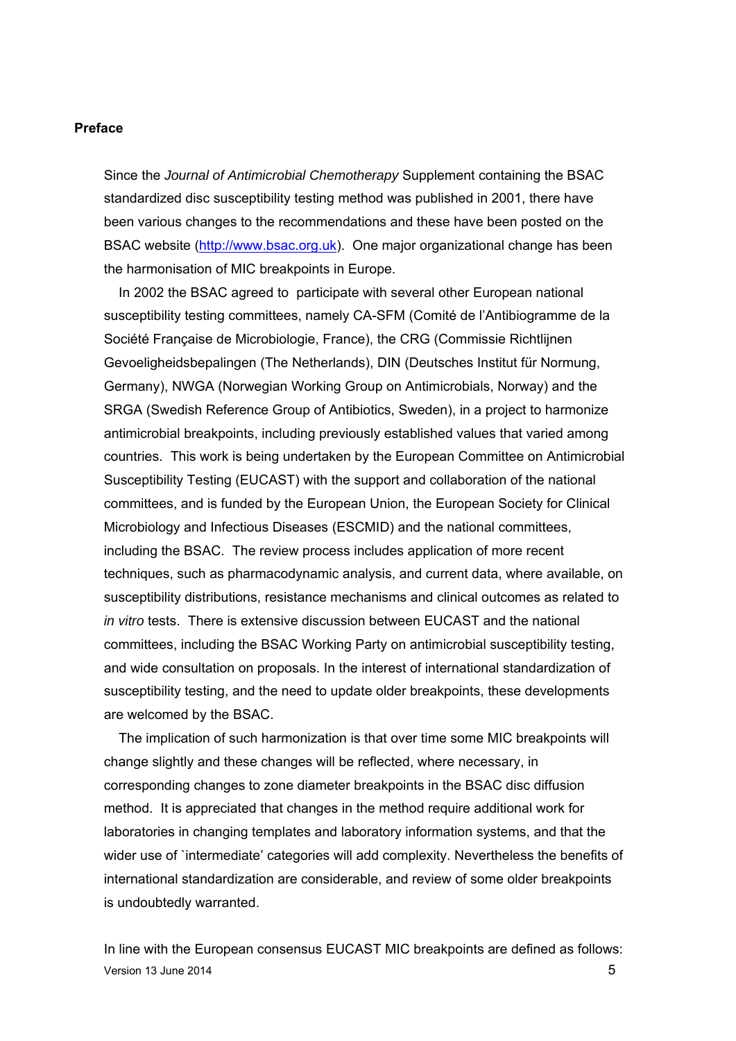## Preface

Since the *Journal of Antimicrobial Chemotherapy* Supplement containing the BSAC standardized disc susceptibility testing method was published in 2001, there have been various changes to the recommendations and these have been posted on the BSAC website (http://www.bsac.org.uk). One major organizational change has been the harmonisation of MIC breakpoints in Europe.

In 2002 the BSAC agreed to participate with several other European national susceptibility testing committees, namely CA-SFM (Comité de l'Antibiogramme de la Société Française de Microbiologie, France), the CRG (Commissie Richtlijnen Gevoeligheidsbepalingen (The Netherlands), DIN (Deutsches Institut für Normung, Germany), NWGA (Norwegian Working Group on Antimicrobials, Norway) and the SRGA (Swedish Reference Group of Antibiotics, Sweden), in a project to harmonize antimicrobial breakpoints, including previously established values that varied among countries. This work is being undertaken by the European Committee on Antimicrobial Susceptibility Testing (EUCAST) with the support and collaboration of the national committees, and is funded by the European Union, the European Society for Clinical Microbiology and Infectious Diseases (ESCMID) and the national committees, including the BSAC. The review process includes application of more recent techniques, such as pharmacodynamic analysis, and current data, where available, on susceptibility distributions, resistance mechanisms and clinical outcomes as related to *in vitro* tests. There is extensive discussion between EUCAST and the national committees, including the BSAC Working Party on antimicrobial susceptibility testing, and wide consultation on proposals. In the interest of international standardization of susceptibility testing, and the need to update older breakpoints, these developments are welcomed by the BSAC.

The implication of such harmonization is that over time some MIC breakpoints will change slightly and these changes will be reflected, where necessary, in corresponding changes to zone diameter breakpoints in the BSAC disc diffusion method. It is appreciated that changes in the method require additional work for laboratories in changing templates and laboratory information systems, and that the wider use of `intermediate' categories will add complexity. Nevertheless the benefits of international standardization are considerable, and review of some older breakpoints is undoubtedly warranted.

In line with the European consensus EUCAST MIC breakpoints are defined as follows: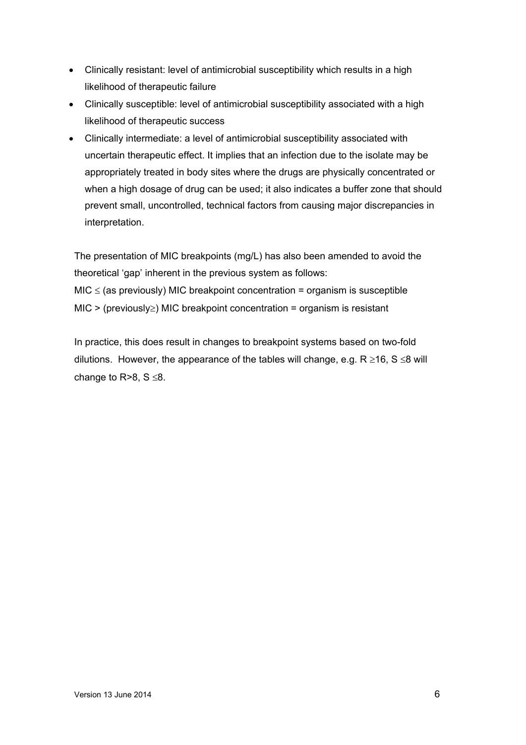- Clinically resistant: level of antimicrobial susceptibility which results in a high likelihood of therapeutic failure
- Clinically susceptible: level of antimicrobial susceptibility associated with a high likelihood of therapeutic success
- Clinically intermediate: a level of antimicrobial susceptibility associated with uncertain therapeutic effect. It implies that an infection due to the isolate may be appropriately treated in body sites where the drugs are physically concentrated or when a high dosage of drug can be used; it also indicates a buffer zone that should prevent small, uncontrolled, technical factors from causing major discrepancies in interpretation.

The presentation of MIC breakpoints (mg/L) has also been amended to avoid the theoretical 'gap' inherent in the previous system as follows:
MIC ≤ (as previously) MIC breakpoint concentration = organism is susceptible
MIC > (previously≥) MIC breakpoint concentration = organism is resistant

In practice, this does result in changes to breakpoint systems based on two-fold dilutions. However, the appearance of the tables will change, e.g. R ≥16, S ≤8 will change to R>8, S ≤8.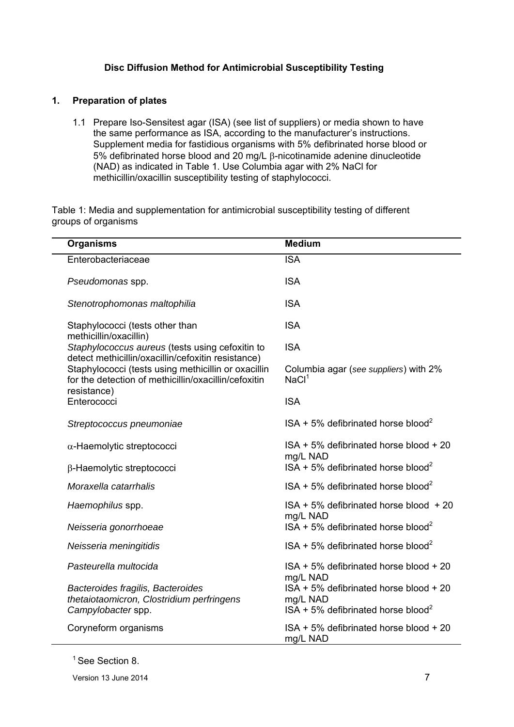## Disc Diffusion Method for Antimicrobial Susceptibility Testing

### 1. Preparation of plates

1.1 Prepare Iso-Sensitest agar (ISA) (see list of suppliers) or media shown to have the same performance as ISA, according to the manufacturer's instructions. Supplement media for fastidious organisms with 5% defibrinated horse blood or 5% defibrinated horse blood and 20 mg/L β-nicotinamide adenine dinucleotide (NAD) as indicated in Table 1. Use Columbia agar with 2% NaCl for methicillin/oxacillin susceptibility testing of staphylococci.

Table 1: Media and supplementation for antimicrobial susceptibility testing of different groups of organisms

| Organisms | Medium |
|---|---|
| Enterobacteriaceae | ISA |
| *Pseudomonas* spp. | ISA |
| *Stenotrophomonas maltophilia* | ISA |
| Staphylococci (tests other than methicillin/oxacillin) | ISA |
| *Staphylococcus aureus* (tests using cefoxitin to detect methicillin/oxacillin/cefoxitin resistance) | ISA |
| Staphylococci (tests using methicillin or oxacillin for the detection of methicillin/oxacillin/cefoxitin resistance) | Columbia agar (*see suppliers*) with 2% NaCl[1] |
| Enterococci | ISA |
| *Streptococcus pneumoniae* | ISA + 5% defibrinated horse blood[2] |
| α-Haemolytic streptococci | ISA + 5% defibrinated horse blood + 20 mg/L NAD |
| β-Haemolytic streptococci | ISA + 5% defibrinated horse blood[2] |
| *Moraxella catarrhalis* | ISA + 5% defibrinated horse blood[2] |
| *Haemophilus* spp. | ISA + 5% defibrinated horse blood + 20 mg/L NAD |
| *Neisseria gonorrhoeae* | ISA + 5% defibrinated horse blood[2] |
| *Neisseria meningitidis* | ISA + 5% defibrinated horse blood[2] |
| *Pasteurella multocida* | ISA + 5% defibrinated horse blood + 20 mg/L NAD |
| *Bacteroides fragilis, Bacteroides thetaiotaomicron, Clostridium perfringens* | ISA + 5% defibrinated horse blood + 20 mg/L NAD |
| *Campylobacter* spp. | ISA + 5% defibrinated horse blood[2] |
| Coryneform organisms | ISA + 5% defibrinated horse blood + 20 mg/L NAD |

[1] See Section 8.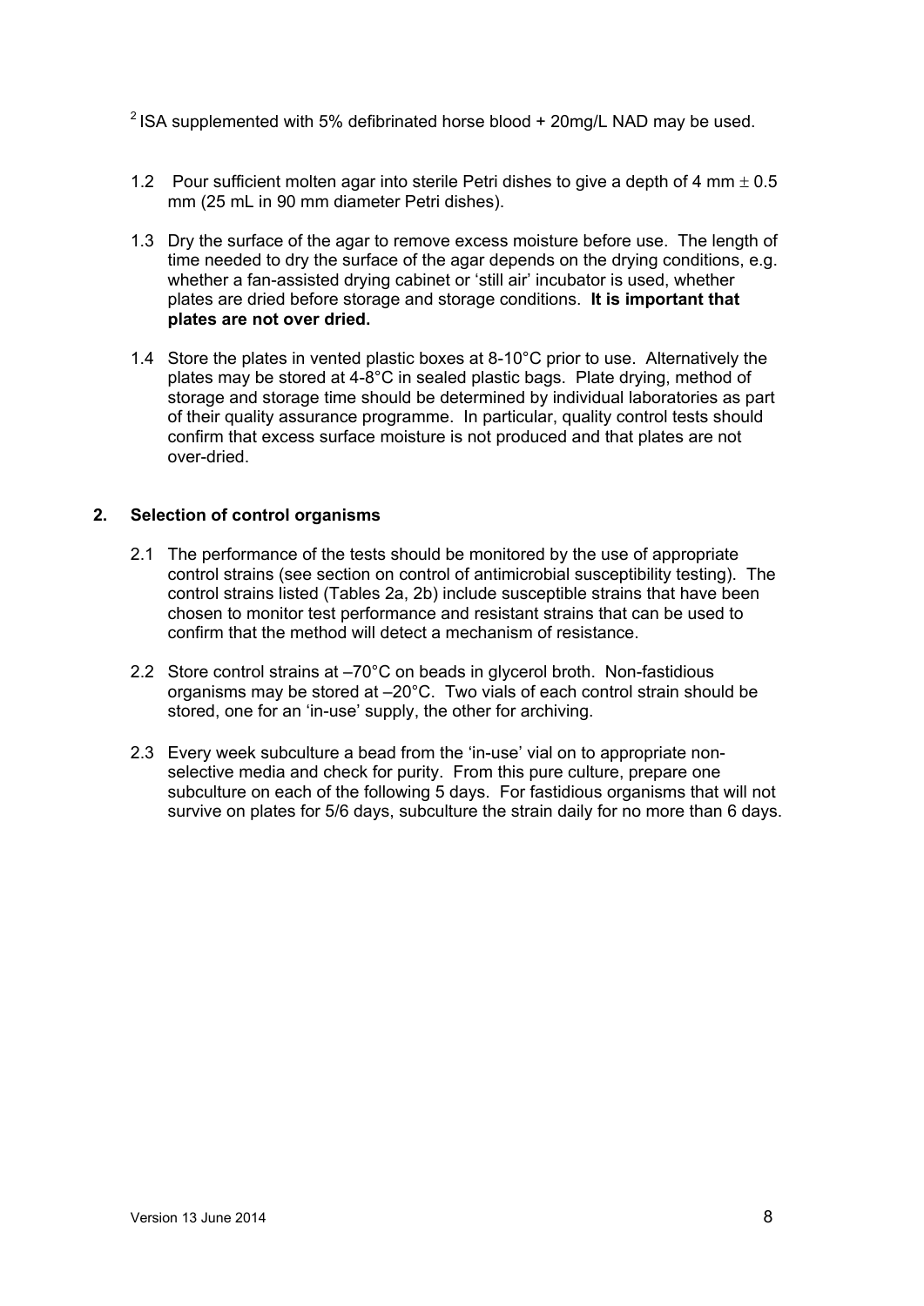[2] ISA supplemented with 5% defibrinated horse blood + 20mg/L NAD may be used.

1.2 Pour sufficient molten agar into sterile Petri dishes to give a depth of 4 mm $\pm$ 0.5 mm (25 mL in 90 mm diameter Petri dishes).

1.3 Dry the surface of the agar to remove excess moisture before use. The length of time needed to dry the surface of the agar depends on the drying conditions, e.g. whether a fan-assisted drying cabinet or 'still air' incubator is used, whether plates are dried before storage and storage conditions. **It is important that plates are not over dried.**

1.4 Store the plates in vented plastic boxes at 8-10°C prior to use. Alternatively the plates may be stored at 4-8°C in sealed plastic bags. Plate drying, method of storage and storage time should be determined by individual laboratories as part of their quality assurance programme. In particular, quality control tests should confirm that excess surface moisture is not produced and that plates are not over-dried.

## 2. Selection of control organisms

2.1 The performance of the tests should be monitored by the use of appropriate control strains (see section on control of antimicrobial susceptibility testing). The control strains listed (Tables 2a, 2b) include susceptible strains that have been chosen to monitor test performance and resistant strains that can be used to confirm that the method will detect a mechanism of resistance.

2.2 Store control strains at –70°C on beads in glycerol broth. Non-fastidious organisms may be stored at –20°C. Two vials of each control strain should be stored, one for an 'in-use' supply, the other for archiving.

2.3 Every week subculture a bead from the 'in-use' vial on to appropriate non-selective media and check for purity. From this pure culture, prepare one subculture on each of the following 5 days. For fastidious organisms that will not survive on plates for 5/6 days, subculture the strain daily for no more than 6 days.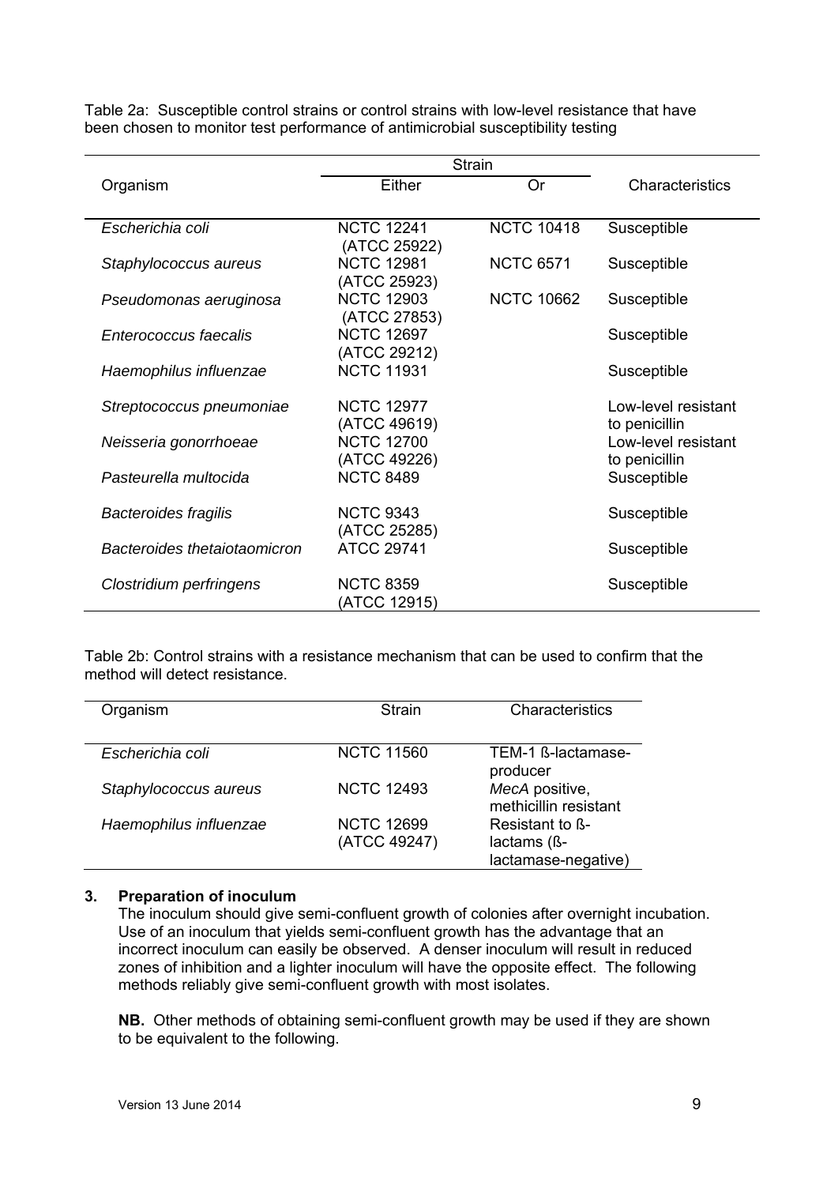Table 2a: Susceptible control strains or control strains with low-level resistance that have been chosen to monitor test performance of antimicrobial susceptibility testing

| Organism | Strain | | Characteristics |
|---|---|---|---|
| | Either | Or | |
| *Escherichia coli* | NCTC 12241 (ATCC 25922) | NCTC 10418 | Susceptible |
| *Staphylococcus aureus* | NCTC 12981 (ATCC 25923) | NCTC 6571 | Susceptible |
| *Pseudomonas aeruginosa* | NCTC 12903 (ATCC 27853) | NCTC 10662 | Susceptible |
| *Enterococcus faecalis* | NCTC 12697 (ATCC 29212) | | Susceptible |
| *Haemophilus influenzae* | NCTC 11931 | | Susceptible |
| *Streptococcus pneumoniae* | NCTC 12977 (ATCC 49619) | | Low-level resistant to penicillin |
| *Neisseria gonorrhoeae* | NCTC 12700 (ATCC 49226) | | Low-level resistant to penicillin |
| *Pasteurella multocida* | NCTC 8489 | | Susceptible |
| *Bacteroides fragilis* | NCTC 9343 (ATCC 25285) | | Susceptible |
| *Bacteroides thetaiotaomicron* | ATCC 29741 | | Susceptible |
| *Clostridium perfringens* | NCTC 8359 (ATCC 12915) | | Susceptible |

Table 2b: Control strains with a resistance mechanism that can be used to confirm that the method will detect resistance.

| Organism | Strain | Characteristics |
|---|---|---|
| *Escherichia coli* | NCTC 11560 | TEM-1 ß-lactamase-producer |
| *Staphylococcus aureus* | NCTC 12493 | *MecA* positive, methicillin resistant |
| *Haemophilus influenzae* | NCTC 12699 (ATCC 49247) | Resistant to ß-lactams (ß-lactamase-negative) |

## 3. Preparation of inoculum

The inoculum should give semi-confluent growth of colonies after overnight incubation. Use of an inoculum that yields semi-confluent growth has the advantage that an incorrect inoculum can easily be observed. A denser inoculum will result in reduced zones of inhibition and a lighter inoculum will have the opposite effect. The following methods reliably give semi-confluent growth with most isolates.

**NB.** Other methods of obtaining semi-confluent growth may be used if they are shown to be equivalent to the following.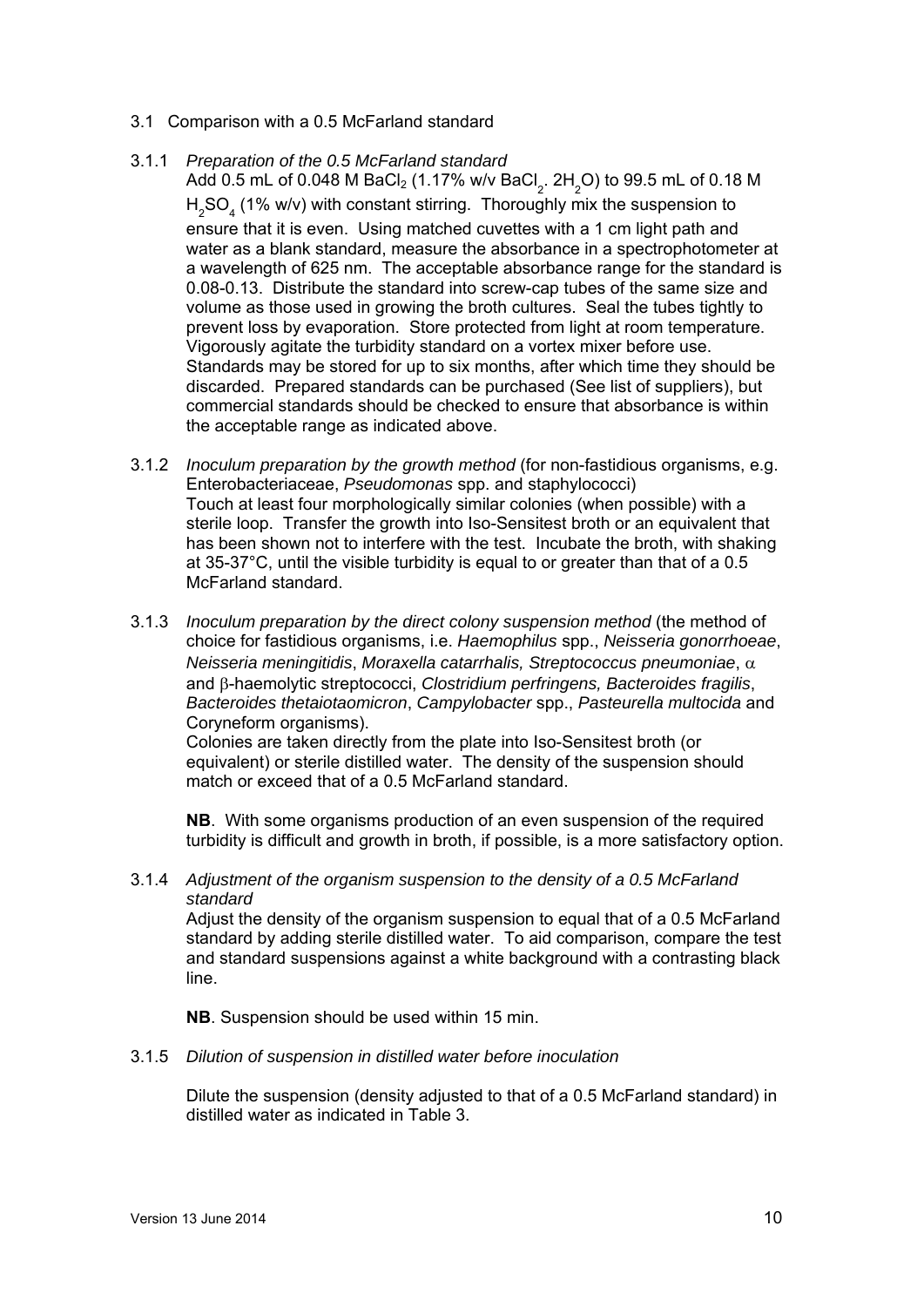### 3.1 Comparison with a 0.5 McFarland standard

#### 3.1.1 *Preparation of the 0.5 McFarland standard*

Add 0.5 mL of 0.048 M $BaCl_2$ (1.17% w/v $BaCl_2 . 2H_2O$) to 99.5 mL of 0.18 M $H_2SO_4$ (1% w/v) with constant stirring. Thoroughly mix the suspension to ensure that it is even. Using matched cuvettes with a 1 cm light path and water as a blank standard, measure the absorbance in a spectrophotometer at a wavelength of 625 nm. The acceptable absorbance range for the standard is 0.08-0.13. Distribute the standard into screw-cap tubes of the same size and volume as those used in growing the broth cultures. Seal the tubes tightly to prevent loss by evaporation. Store protected from light at room temperature. Vigorously agitate the turbidity standard on a vortex mixer before use. Standards may be stored for up to six months, after which time they should be discarded. Prepared standards can be purchased (See list of suppliers), but commercial standards should be checked to ensure that absorbance is within the acceptable range as indicated above.

#### 3.1.2 *Inoculum preparation by the growth method* (for non-fastidious organisms, e.g. Enterobacteriaceae, *Pseudomonas* spp. and staphylococci)

Touch at least four morphologically similar colonies (when possible) with a sterile loop. Transfer the growth into Iso-Sensitest broth or an equivalent that has been shown not to interfere with the test. Incubate the broth, with shaking at 35-37°C, until the visible turbidity is equal to or greater than that of a 0.5 McFarland standard.

#### 3.1.3 *Inoculum preparation by the direct colony suspension method* (the method of choice for fastidious organisms, i.e. *Haemophilus* spp., *Neisseria gonorrhoeae*, *Neisseria meningitidis*, *Moraxella catarrhalis, Streptococcus pneumoniae*, $\alpha$ and $\beta$-haemolytic streptococci, *Clostridium perfringens, Bacteroides fragilis*, *Bacteroides thetaiotaomicron*, *Campylobacter* spp., *Pasteurella multocida* and Coryneform organisms).

Colonies are taken directly from the plate into Iso-Sensitest broth (or equivalent) or sterile distilled water. The density of the suspension should match or exceed that of a 0.5 McFarland standard.

**NB**. With some organisms production of an even suspension of the required turbidity is difficult and growth in broth, if possible, is a more satisfactory option.

#### 3.1.4 *Adjustment of the organism suspension to the density of a 0.5 McFarland standard*

Adjust the density of the organism suspension to equal that of a 0.5 McFarland standard by adding sterile distilled water. To aid comparison, compare the test and standard suspensions against a white background with a contrasting black line.

**NB**. Suspension should be used within 15 min.

#### 3.1.5 *Dilution of suspension in distilled water before inoculation*

Dilute the suspension (density adjusted to that of a 0.5 McFarland standard) in distilled water as indicated in Table 3.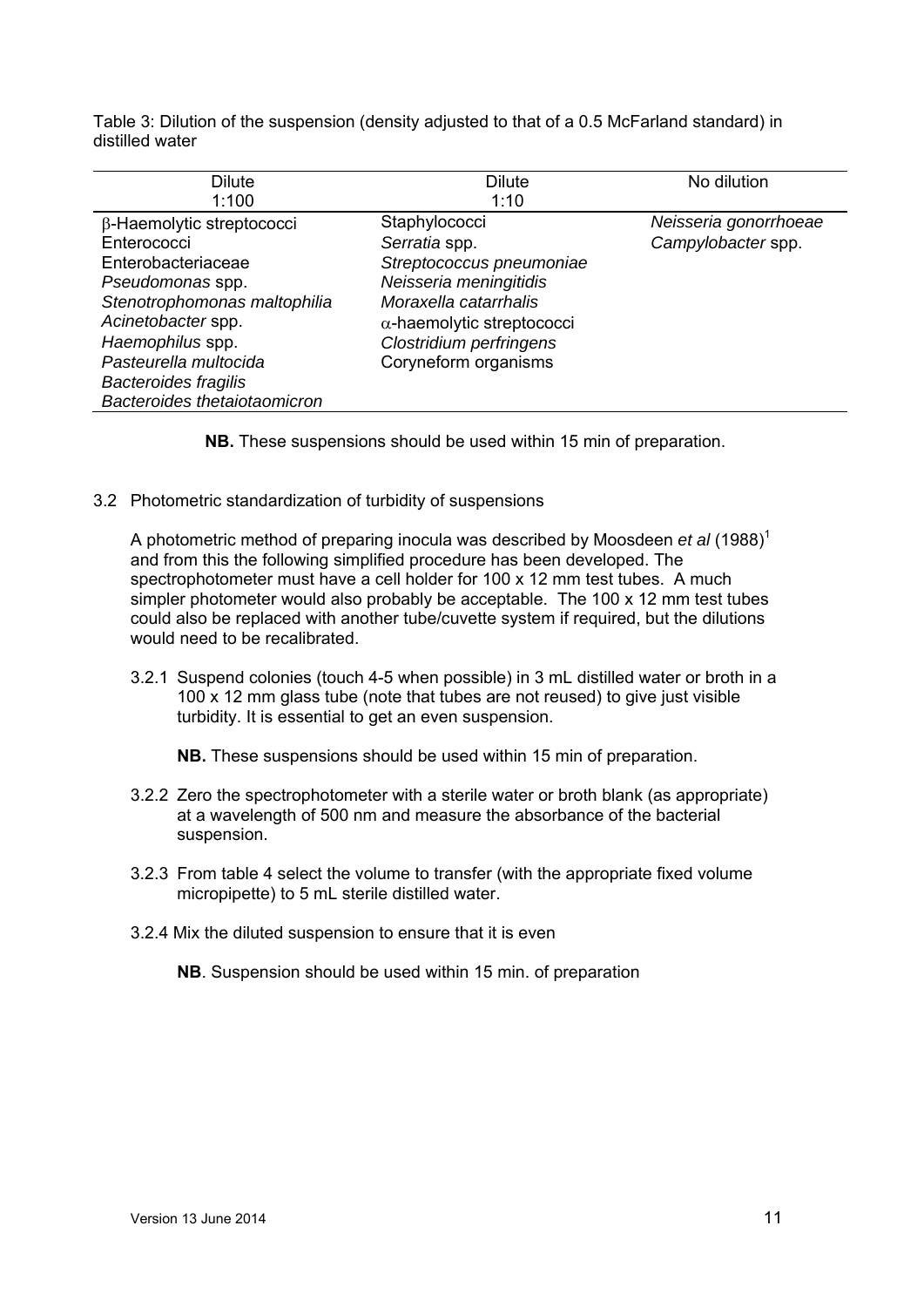Table 3: Dilution of the suspension (density adjusted to that of a 0.5 McFarland standard) in distilled water

| Dilute 1:100 | Dilute 1:10 | No dilution |
|---|---|---|
| β-Haemolytic streptococci | Staphylococci | *Neisseria gonorrhoeae* |
| Enterococci | *Serratia* spp. | *Campylobacter* spp. |
| Enterobacteriaceae | *Streptococcus pneumoniae* | |
| *Pseudomonas* spp. | *Neisseria meningitidis* | |
| *Stenotrophomonas maltophilia* | *Moraxella catarrhalis* | |
| *Acinetobacter* spp. | α-haemolytic streptococci | |
| *Haemophilus* spp. | *Clostridium perfringens* | |
| *Pasteurella multocida* | Coryneform organisms | |
| *Bacteroides fragilis* | | |
| *Bacteroides thetaiotaomicron* | | |

**NB.** These suspensions should be used within 15 min of preparation.

3.2 Photometric standardization of turbidity of suspensions

A photometric method of preparing inocula was described by Moosdeen *et al* (1988)[1] and from this the following simplified procedure has been developed. The spectrophotometer must have a cell holder for 100 x 12 mm test tubes. A much simpler photometer would also probably be acceptable. The 100 x 12 mm test tubes could also be replaced with another tube/cuvette system if required, but the dilutions would need to be recalibrated.

3.2.1 Suspend colonies (touch 4-5 when possible) in 3 mL distilled water or broth in a 100 x 12 mm glass tube (note that tubes are not reused) to give just visible turbidity. It is essential to get an even suspension.

**NB.** These suspensions should be used within 15 min of preparation.

3.2.2 Zero the spectrophotometer with a sterile water or broth blank (as appropriate) at a wavelength of 500 nm and measure the absorbance of the bacterial suspension.

3.2.3 From table 4 select the volume to transfer (with the appropriate fixed volume micropipette) to 5 mL sterile distilled water.

3.2.4 Mix the diluted suspension to ensure that it is even

**NB**. Suspension should be used within 15 min. of preparation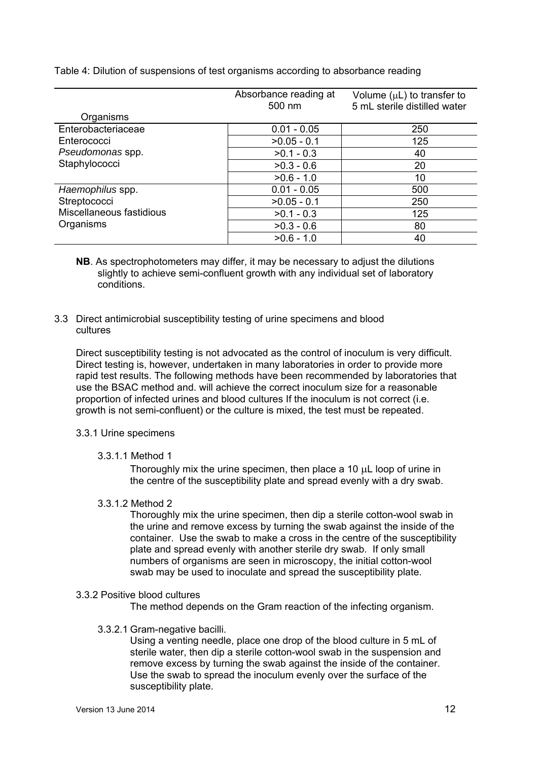Table 4: Dilution of suspensions of test organisms according to absorbance reading

| Organisms | Absorbance reading at 500 nm | Volume (μL) to transfer to 5 mL sterile distilled water |
|---|---|---|
| Enterobacteriaceae<br>Enterococci<br>*Pseudomonas* spp.<br>Staphylococci | 0.01 - 0.05 | 250 |
| | >0.05 - 0.1 | 125 |
| | >0.1 - 0.3 | 40 |
| | >0.3 - 0.6 | 20 |
| | >0.6 - 1.0 | 10 |
| *Haemophilus* spp.<br>Streptococci<br>Miscellaneous fastidious Organisms | 0.01 - 0.05 | 500 |
| | >0.05 - 0.1 | 250 |
| | >0.1 - 0.3 | 125 |
| | >0.3 - 0.6 | 80 |
| | >0.6 - 1.0 | 40 |

**NB**. As spectrophotometers may differ, it may be necessary to adjust the dilutions slightly to achieve semi-confluent growth with any individual set of laboratory conditions.

## 3.3 Direct antimicrobial susceptibility testing of urine specimens and blood cultures

Direct susceptibility testing is not advocated as the control of inoculum is very difficult. Direct testing is, however, undertaken in many laboratories in order to provide more rapid test results. The following methods have been recommended by laboratories that use the BSAC method and. will achieve the correct inoculum size for a reasonable proportion of infected urines and blood cultures If the inoculum is not correct (i.e. growth is not semi-confluent) or the culture is mixed, the test must be repeated.

### 3.3.1 Urine specimens

#### 3.3.1.1 Method 1

Thoroughly mix the urine specimen, then place a 10 μL loop of urine in the centre of the susceptibility plate and spread evenly with a dry swab.

#### 3.3.1.2 Method 2

Thoroughly mix the urine specimen, then dip a sterile cotton-wool swab in the urine and remove excess by turning the swab against the inside of the container. Use the swab to make a cross in the centre of the susceptibility plate and spread evenly with another sterile dry swab. If only small numbers of organisms are seen in microscopy, the initial cotton-wool swab may be used to inoculate and spread the susceptibility plate.

### 3.3.2 Positive blood cultures

The method depends on the Gram reaction of the infecting organism.

#### 3.3.2.1 Gram-negative bacilli.

Using a venting needle, place one drop of the blood culture in 5 mL of sterile water, then dip a sterile cotton-wool swab in the suspension and remove excess by turning the swab against the inside of the container. Use the swab to spread the inoculum evenly over the surface of the susceptibility plate.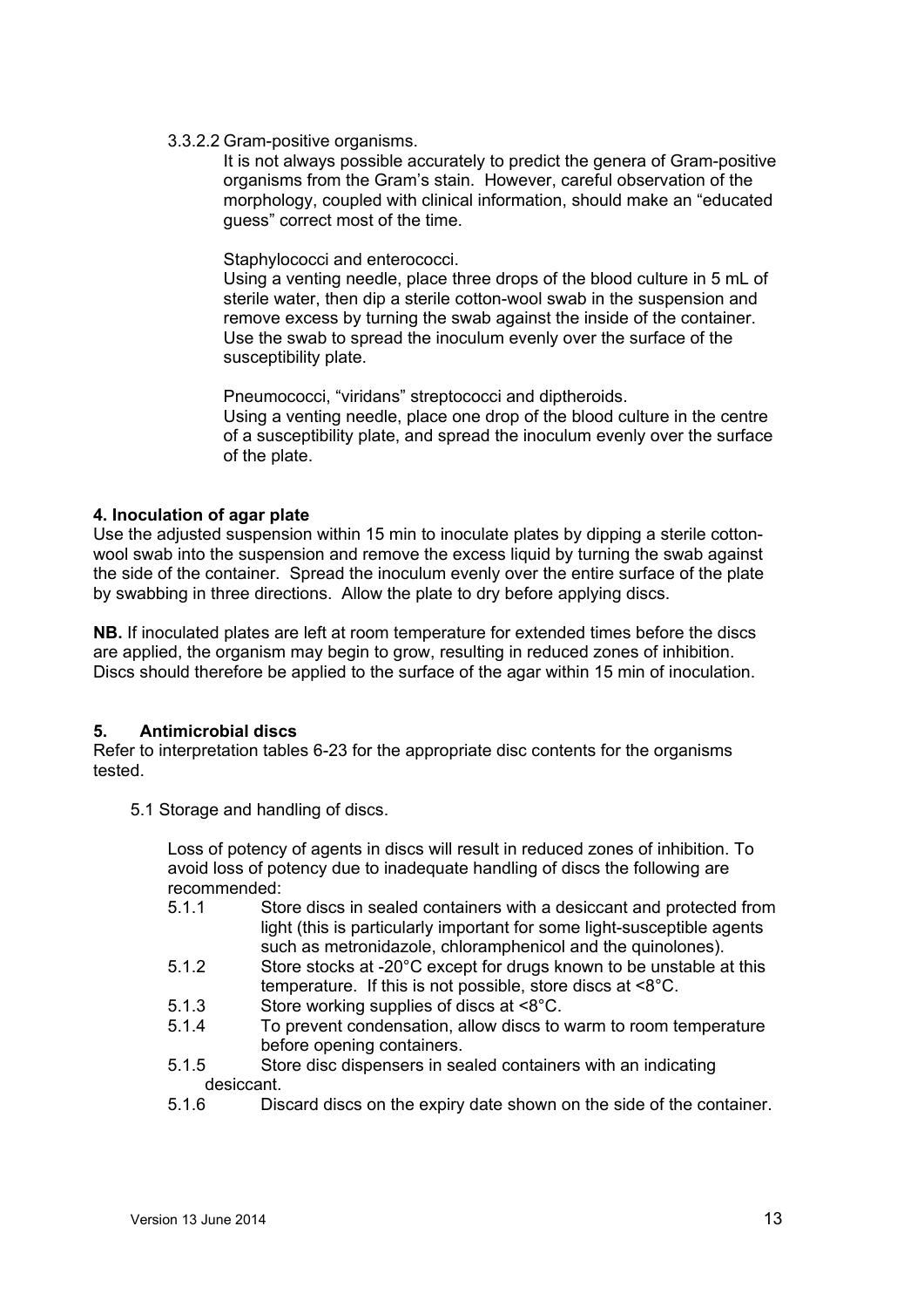3.3.2.2 Gram-positive organisms.

It is not always possible accurately to predict the genera of Gram-positive organisms from the Gram's stain. However, careful observation of the morphology, coupled with clinical information, should make an "educated guess" correct most of the time.

Staphylococci and enterococci.

Using a venting needle, place three drops of the blood culture in 5 mL of sterile water, then dip a sterile cotton-wool swab in the suspension and remove excess by turning the swab against the inside of the container. Use the swab to spread the inoculum evenly over the surface of the susceptibility plate.

Pneumococci, "viridans" streptococci and diptheroids.

Using a venting needle, place one drop of the blood culture in the centre of a susceptibility plate, and spread the inoculum evenly over the surface of the plate.

**4. Inoculation of agar plate**

Use the adjusted suspension within 15 min to inoculate plates by dipping a sterile cotton-wool swab into the suspension and remove the excess liquid by turning the swab against the side of the container. Spread the inoculum evenly over the entire surface of the plate by swabbing in three directions. Allow the plate to dry before applying discs.

**NB.** If inoculated plates are left at room temperature for extended times before the discs are applied, the organism may begin to grow, resulting in reduced zones of inhibition. Discs should therefore be applied to the surface of the agar within 15 min of inoculation.

**5. Antimicrobial discs**

Refer to interpretation tables 6-23 for the appropriate disc contents for the organisms tested.

5.1 Storage and handling of discs.

Loss of potency of agents in discs will result in reduced zones of inhibition. To avoid loss of potency due to inadequate handling of discs the following are recommended:

5.1.1 Store discs in sealed containers with a desiccant and protected from light (this is particularly important for some light-susceptible agents such as metronidazole, chloramphenicol and the quinolones).

5.1.2 Store stocks at -20°C except for drugs known to be unstable at this temperature. If this is not possible, store discs at <8°C.

5.1.3 Store working supplies of discs at <8°C.

5.1.4 To prevent condensation, allow discs to warm to room temperature before opening containers.

5.1.5 Store disc dispensers in sealed containers with an indicating desiccant.

5.1.6 Discard discs on the expiry date shown on the side of the container.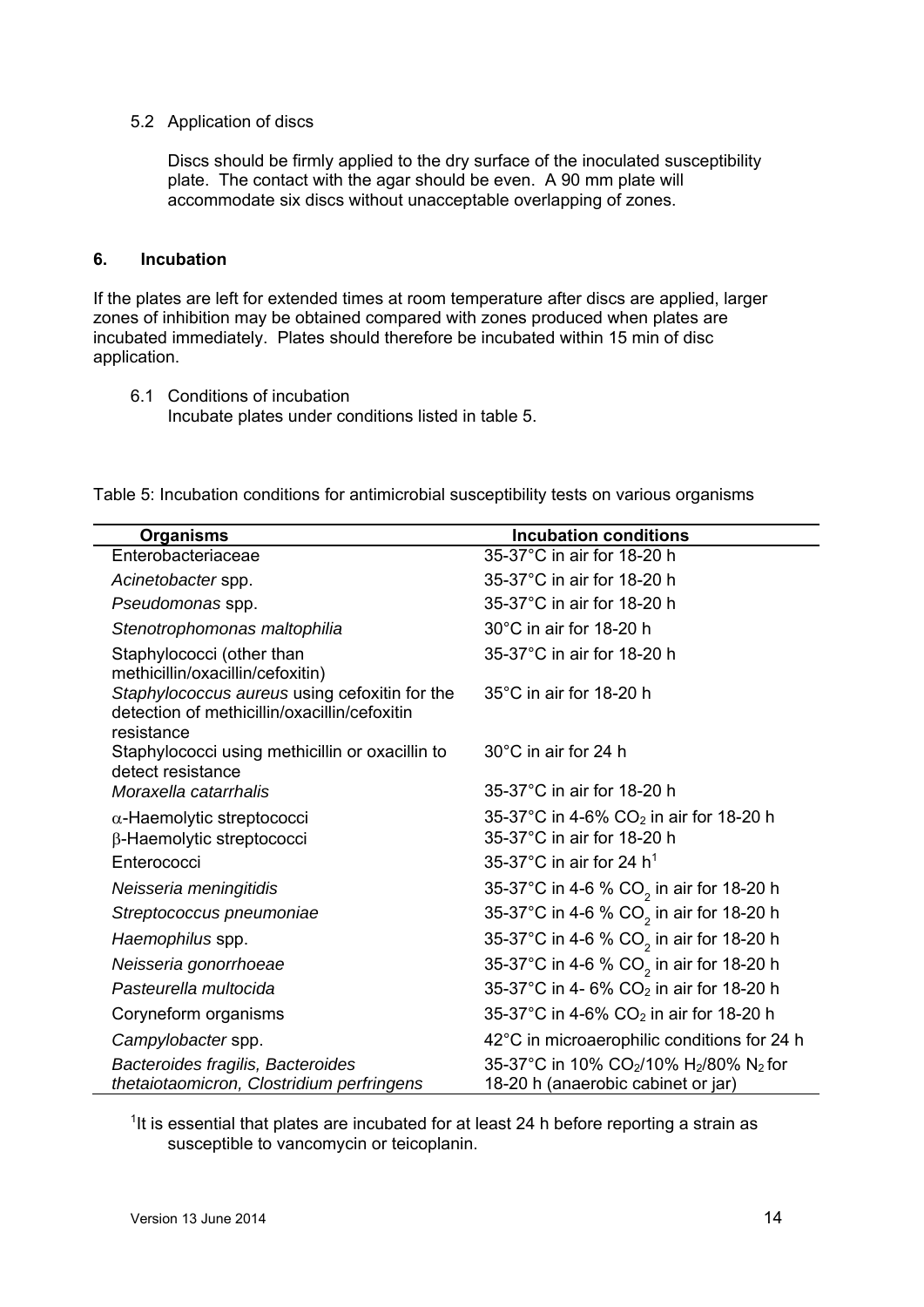5.2 Application of discs

Discs should be firmly applied to the dry surface of the inoculated susceptibility plate. The contact with the agar should be even. A 90 mm plate will accommodate six discs without unacceptable overlapping of zones.

## 6. Incubation

If the plates are left for extended times at room temperature after discs are applied, larger zones of inhibition may be obtained compared with zones produced when plates are incubated immediately. Plates should therefore be incubated within 15 min of disc application.

6.1 Conditions of incubation
Incubate plates under conditions listed in table 5.

Table 5: Incubation conditions for antimicrobial susceptibility tests on various organisms

| Organisms | Incubation conditions |
|---|---|
| Enterobacteriaceae | 35-37°C in air for 18-20 h |
| *Acinetobacter* spp. | 35-37°C in air for 18-20 h |
| *Pseudomonas* spp. | 35-37°C in air for 18-20 h |
| *Stenotrophomonas maltophilia* | 30°C in air for 18-20 h |
| Staphylococci (other than methicillin/oxacillin/cefoxitin) | 35-37°C in air for 18-20 h |
| *Staphylococcus aureus* using cefoxitin for the detection of methicillin/oxacillin/cefoxitin resistance | 35°C in air for 18-20 h |
| Staphylococci using methicillin or oxacillin to detect resistance | 30°C in air for 24 h |
| *Moraxella catarrhalis* | 35-37°C in air for 18-20 h |
| α-Haemolytic streptococci | 35-37°C in 4-6% $CO_2$ in air for 18-20 h |
| β-Haemolytic streptococci | 35-37°C in air for 18-20 h |
| Enterococci | 35-37°C in air for 24 h[1] |
| *Neisseria meningitidis* | 35-37°C in 4-6 % $CO_2$ in air for 18-20 h |
| *Streptococcus pneumoniae* | 35-37°C in 4-6 % $CO_2$ in air for 18-20 h |
| *Haemophilus* spp. | 35-37°C in 4-6 % $CO_2$ in air for 18-20 h |
| *Neisseria gonorrhoeae* | 35-37°C in 4-6 % $CO_2$ in air for 18-20 h |
| *Pasteurella multocida* | 35-37°C in 4- 6% $CO_2$ in air for 18-20 h |
| Coryneform organisms | 35-37°C in 4-6% $CO_2$ in air for 18-20 h |
| *Campylobacter* spp. | 42°C in microaerophilic conditions for 24 h |
| *Bacteroides fragilis, Bacteroides thetaiotaomicron, Clostridium perfringens* | 35-37°C in 10% $CO_2$/10% $H_2$/80% $N_2$ for 18-20 h (anaerobic cabinet or jar) |

[1]It is essential that plates are incubated for at least 24 h before reporting a strain as susceptible to vancomycin or teicoplanin.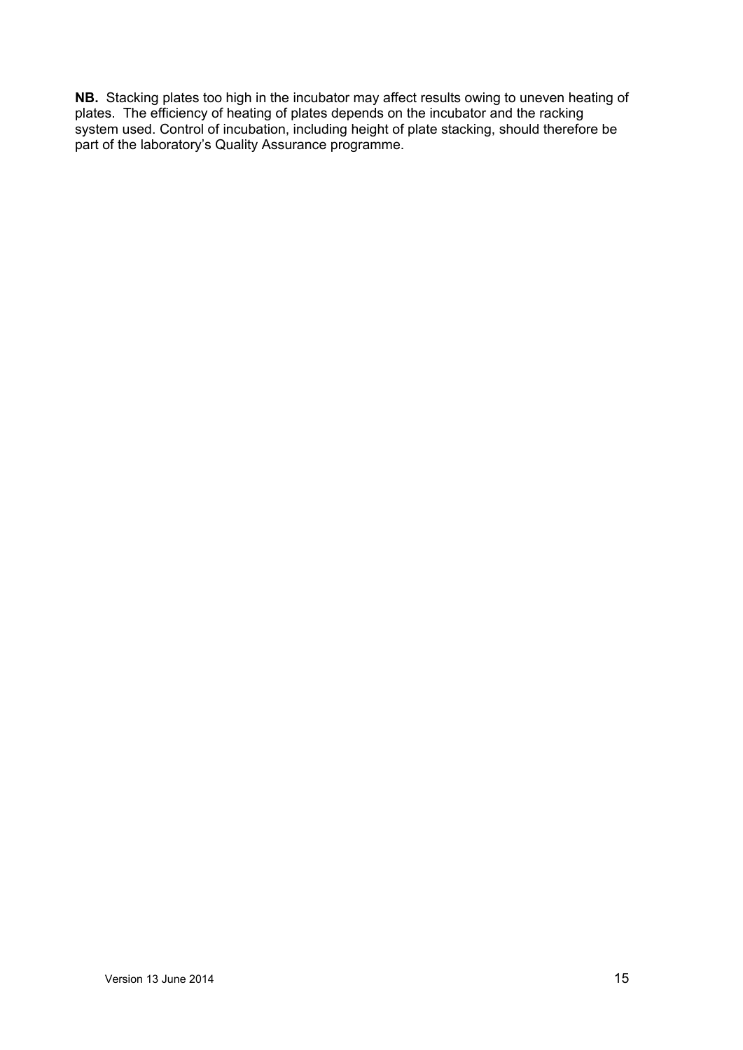**NB.** Stacking plates too high in the incubator may affect results owing to uneven heating of plates. The efficiency of heating of plates depends on the incubator and the racking system used. Control of incubation, including height of plate stacking, should therefore be part of the laboratory's Quality Assurance programme.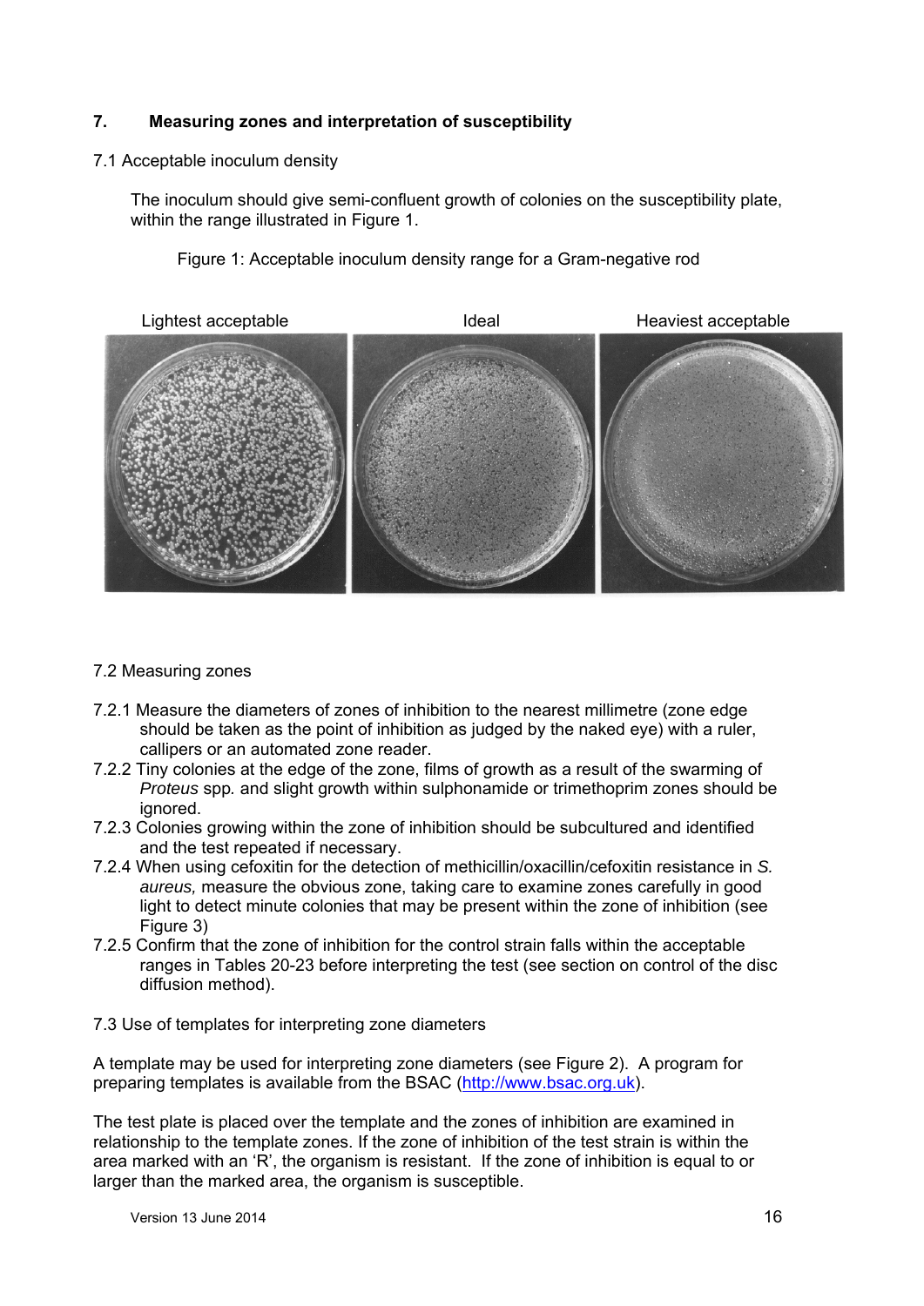## 7. Measuring zones and interpretation of susceptibility

### 7.1 Acceptable inoculum density

The inoculum should give semi-confluent growth of colonies on the susceptibility plate, within the range illustrated in Figure 1.

Figure 1: Acceptable inoculum density range for a Gram-negative rod

Lightest acceptable | Ideal | Heaviest acceptable

### 7.2 Measuring zones

7.2.1 Measure the diameters of zones of inhibition to the nearest millimetre (zone edge should be taken as the point of inhibition as judged by the naked eye) with a ruler, callipers or an automated zone reader.

7.2.2 Tiny colonies at the edge of the zone, films of growth as a result of the swarming of *Proteus* spp. and slight growth within sulphonamide or trimethoprim zones should be ignored.

7.2.3 Colonies growing within the zone of inhibition should be subcultured and identified and the test repeated if necessary.

7.2.4 When using cefoxitin for the detection of methicillin/oxacillin/cefoxitin resistance in *S. aureus,* measure the obvious zone, taking care to examine zones carefully in good light to detect minute colonies that may be present within the zone of inhibition (see Figure 3)

7.2.5 Confirm that the zone of inhibition for the control strain falls within the acceptable ranges in Tables 20-23 before interpreting the test (see section on control of the disc diffusion method).

### 7.3 Use of templates for interpreting zone diameters

A template may be used for interpreting zone diameters (see Figure 2). A program for preparing templates is available from the BSAC (http://www.bsac.org.uk).

The test plate is placed over the template and the zones of inhibition are examined in relationship to the template zones. If the zone of inhibition of the test strain is within the area marked with an 'R', the organism is resistant. If the zone of inhibition is equal to or larger than the marked area, the organism is susceptible.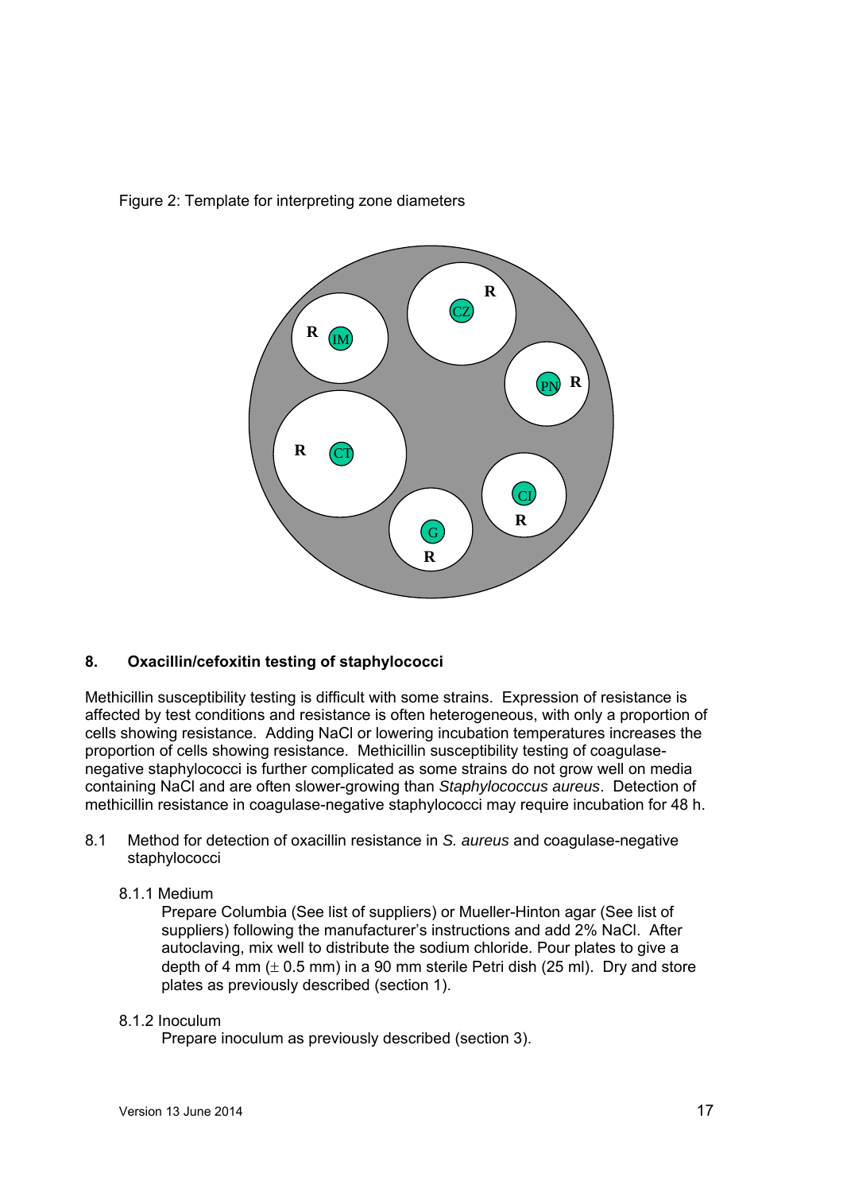Figure 2: Template for interpreting zone diameters

## 8. Oxacillin/cefoxitin testing of staphylococci

Methicillin susceptibility testing is difficult with some strains. Expression of resistance is affected by test conditions and resistance is often heterogeneous, with only a proportion of cells showing resistance. Adding NaCl or lowering incubation temperatures increases the proportion of cells showing resistance. Methicillin susceptibility testing of coagulase-negative staphylococci is further complicated as some strains do not grow well on media containing NaCl and are often slower-growing than *Staphylococcus aureus*. Detection of methicillin resistance in coagulase-negative staphylococci may require incubation for 48 h.

### 8.1 Method for detection of oxacillin resistance in *S. aureus* and coagulase-negative staphylococci

#### 8.1.1 Medium

Prepare Columbia (See list of suppliers) or Mueller-Hinton agar (See list of suppliers) following the manufacturer's instructions and add 2% NaCl. After autoclaving, mix well to distribute the sodium chloride. Pour plates to give a depth of 4 mm (± 0.5 mm) in a 90 mm sterile Petri dish (25 ml). Dry and store plates as previously described (section 1).

#### 8.1.2 Inoculum

Prepare inoculum as previously described (section 3).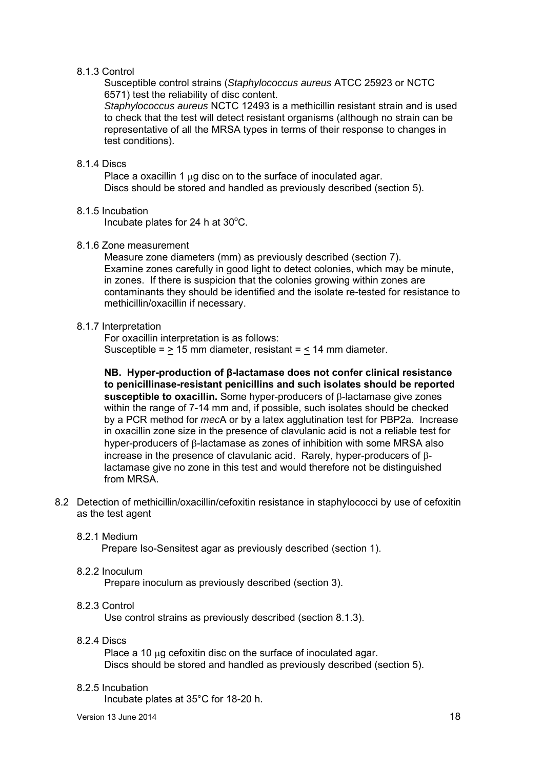#### 8.1.3 Control

Susceptible control strains (*Staphylococcus aureus* ATCC 25923 or NCTC 6571) test the reliability of disc content.

*Staphylococcus aureus* NCTC 12493 is a methicillin resistant strain and is used to check that the test will detect resistant organisms (although no strain can be representative of all the MRSA types in terms of their response to changes in test conditions).

#### 8.1.4 Discs

Place a oxacillin 1 μg disc on to the surface of inoculated agar.
Discs should be stored and handled as previously described (section 5).

#### 8.1.5 Incubation

Incubate plates for 24 h at 30°C.

#### 8.1.6 Zone measurement

Measure zone diameters (mm) as previously described (section 7).
Examine zones carefully in good light to detect colonies, which may be minute, in zones. If there is suspicion that the colonies growing within zones are contaminants they should be identified and the isolate re-tested for resistance to methicillin/oxacillin if necessary.

#### 8.1.7 Interpretation

For oxacillin interpretation is as follows:
Susceptible = $\geq$ 15 mm diameter, resistant = $\leq$ 14 mm diameter.

**NB. Hyper-production of β-lactamase does not confer clinical resistance to penicillinase-resistant penicillins and such isolates should be reported susceptible to oxacillin.** Some hyper-producers of β-lactamase give zones within the range of 7-14 mm and, if possible, such isolates should be checked by a PCR method for *mec*A or by a latex agglutination test for PBP2a. Increase in oxacillin zone size in the presence of clavulanic acid is not a reliable test for hyper-producers of β-lactamase as zones of inhibition with some MRSA also increase in the presence of clavulanic acid. Rarely, hyper-producers of β-lactamase give no zone in this test and would therefore not be distinguished from MRSA.

### 8.2 Detection of methicillin/oxacillin/cefoxitin resistance in staphylococci by use of cefoxitin as the test agent

#### 8.2.1 Medium

Prepare Iso-Sensitest agar as previously described (section 1).

#### 8.2.2 Inoculum

Prepare inoculum as previously described (section 3).

#### 8.2.3 Control

Use control strains as previously described (section 8.1.3).

#### 8.2.4 Discs

Place a 10 μg cefoxitin disc on the surface of inoculated agar.
Discs should be stored and handled as previously described (section 5).

#### 8.2.5 Incubation

Incubate plates at 35°C for 18-20 h.

Version 13 June 2014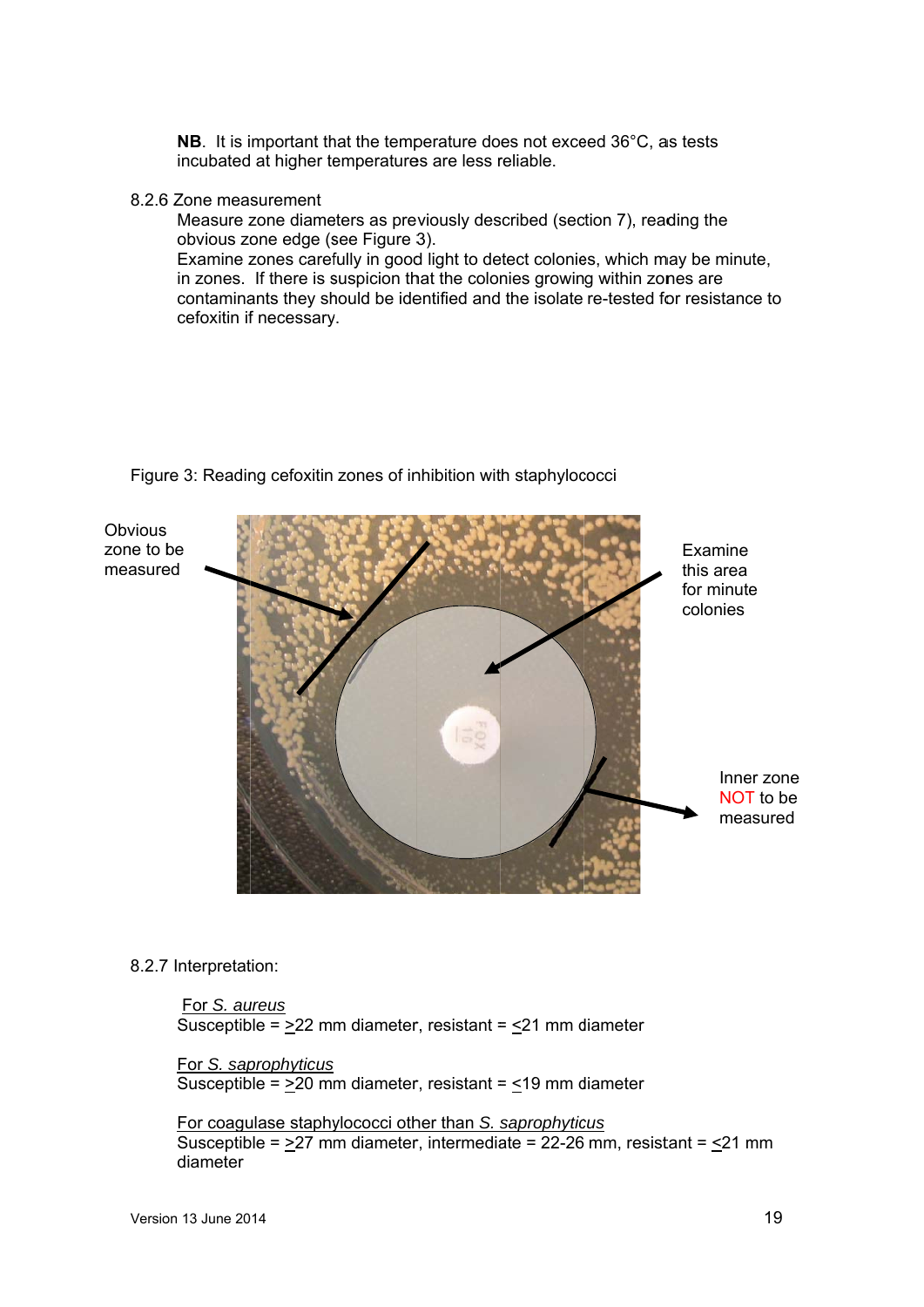**NB**. It is important that the temperature does not exceed 36°C, as tests incubated at higher temperatures are less reliable.

8.2.6 Zone measurement

Measure zone diameters as previously described (section 7), reading the obvious zone edge (see Figure 3).

Examine zones carefully in good light to detect colonies, which may be minute, in zones. If there is suspicion that the colonies growing within zones are contaminants they should be identified and the isolate re-tested for resistance to cefoxitin if necessary.

Figure 3: Reading cefoxitin zones of inhibition with staphylococci

8.2.7 Interpretation:

<u>For *S. aureus*</u>
Susceptible = ≥22 mm diameter, resistant = ≤21 mm diameter

<u>For *S. saprophyticus*</u>
Susceptible = ≥20 mm diameter, resistant = ≤19 mm diameter

<u>For coagulase staphylococci other than *S. saprophyticus*</u>
Susceptible = ≥27 mm diameter, intermediate = 22-26 mm, resistant = ≤21 mm diameter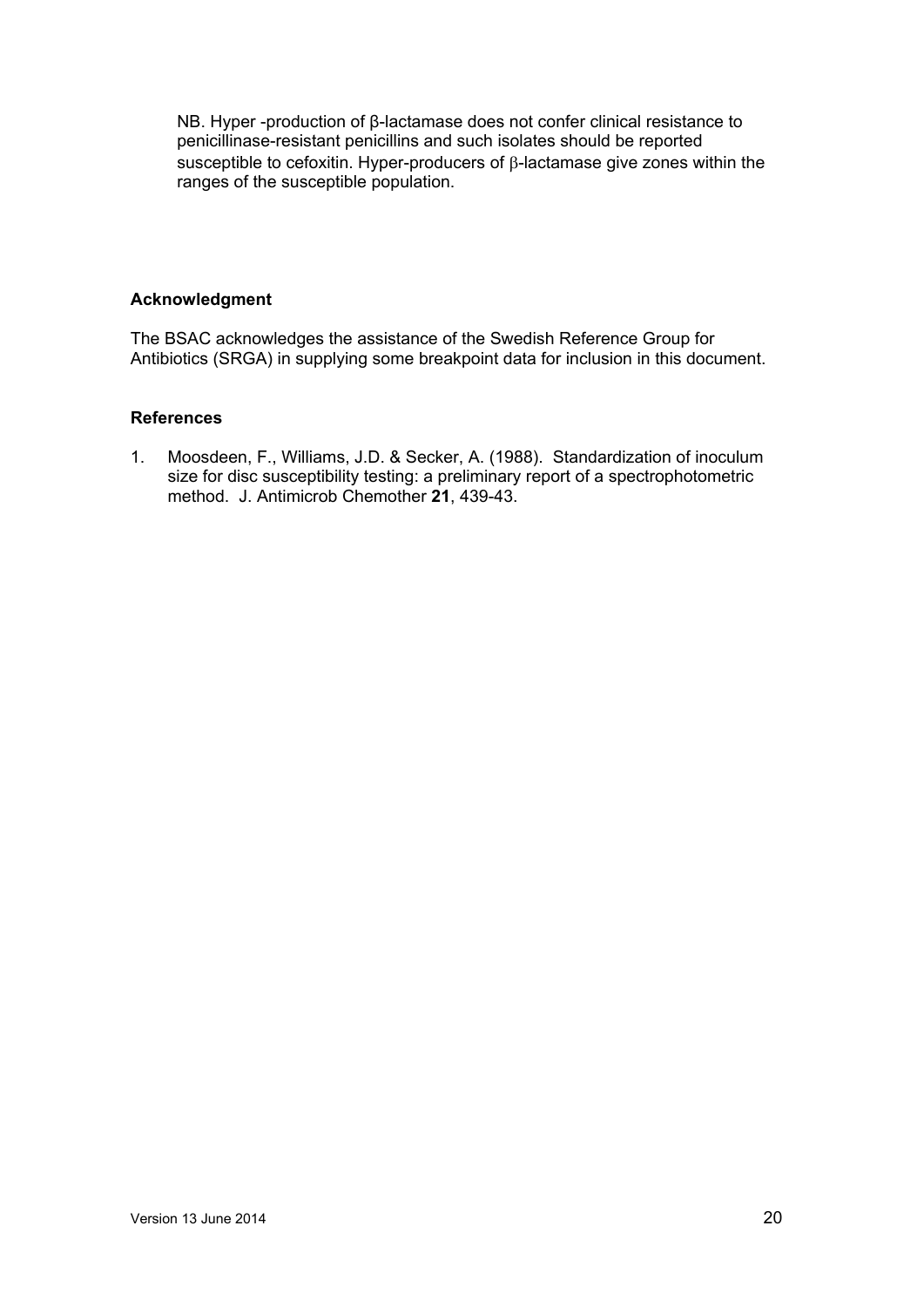NB. Hyper -production of β-lactamase does not confer clinical resistance to penicillinase-resistant penicillins and such isolates should be reported susceptible to cefoxitin. Hyper-producers of β-lactamase give zones within the ranges of the susceptible population.

**Acknowledgment**

The BSAC acknowledges the assistance of the Swedish Reference Group for Antibiotics (SRGA) in supplying some breakpoint data for inclusion in this document.

**References**

1. Moosdeen, F., Williams, J.D. & Secker, A. (1988). Standardization of inoculum size for disc susceptibility testing: a preliminary report of a spectrophotometric method. J. Antimicrob Chemother **21**, 439-43.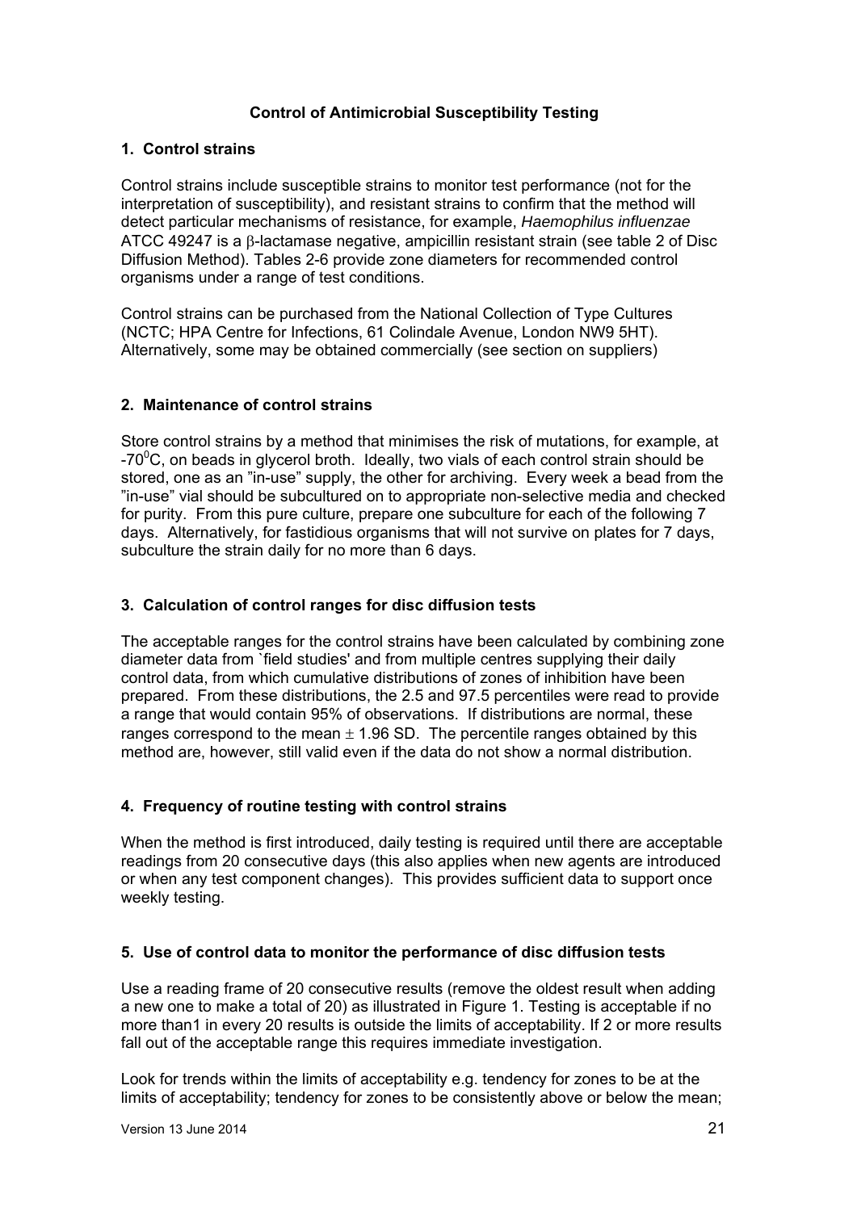## Control of Antimicrobial Susceptibility Testing

### 1. Control strains

Control strains include susceptible strains to monitor test performance (not for the interpretation of susceptibility), and resistant strains to confirm that the method will detect particular mechanisms of resistance, for example, *Haemophilus influenzae* ATCC 49247 is a β-lactamase negative, ampicillin resistant strain (see table 2 of Disc Diffusion Method). Tables 2-6 provide zone diameters for recommended control organisms under a range of test conditions.

Control strains can be purchased from the National Collection of Type Cultures (NCTC; HPA Centre for Infections, 61 Colindale Avenue, London NW9 5HT). Alternatively, some may be obtained commercially (see section on suppliers)

### 2. Maintenance of control strains

Store control strains by a method that minimises the risk of mutations, for example, at -70$^0$C, on beads in glycerol broth. Ideally, two vials of each control strain should be stored, one as an "in-use" supply, the other for archiving. Every week a bead from the "in-use" vial should be subcultured on to appropriate non-selective media and checked for purity. From this pure culture, prepare one subculture for each of the following 7 days. Alternatively, for fastidious organisms that will not survive on plates for 7 days, subculture the strain daily for no more than 6 days.

### 3. Calculation of control ranges for disc diffusion tests

The acceptable ranges for the control strains have been calculated by combining zone diameter data from `field studies' and from multiple centres supplying their daily control data, from which cumulative distributions of zones of inhibition have been prepared. From these distributions, the 2.5 and 97.5 percentiles were read to provide a range that would contain 95% of observations. If distributions are normal, these ranges correspond to the mean $\pm$ 1.96 SD. The percentile ranges obtained by this method are, however, still valid even if the data do not show a normal distribution.

### 4. Frequency of routine testing with control strains

When the method is first introduced, daily testing is required until there are acceptable readings from 20 consecutive days (this also applies when new agents are introduced or when any test component changes). This provides sufficient data to support once weekly testing.

### 5. Use of control data to monitor the performance of disc diffusion tests

Use a reading frame of 20 consecutive results (remove the oldest result when adding a new one to make a total of 20) as illustrated in Figure 1. Testing is acceptable if no more than1 in every 20 results is outside the limits of acceptability. If 2 or more results fall out of the acceptable range this requires immediate investigation.

Look for trends within the limits of acceptability e.g. tendency for zones to be at the limits of acceptability; tendency for zones to be consistently above or below the mean;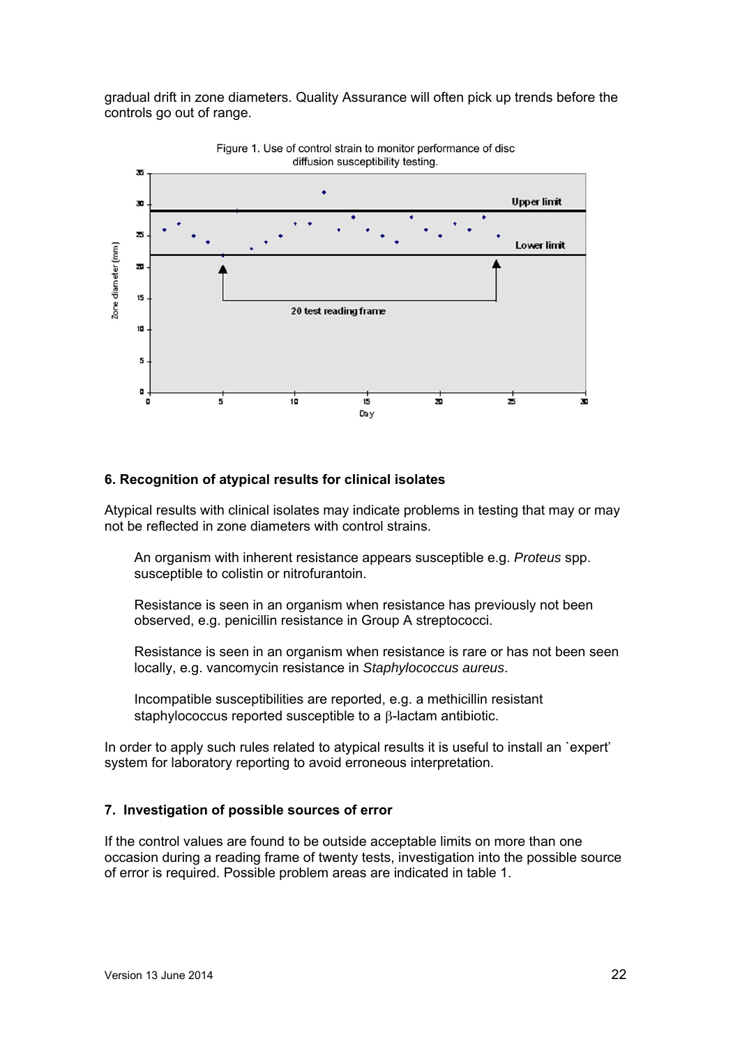gradual drift in zone diameters. Quality Assurance will often pick up trends before the controls go out of range.

Figure 1. Use of control strain to monitor performance of disc diffusion susceptibility testing.

### 6. Recognition of atypical results for clinical isolates

Atypical results with clinical isolates may indicate problems in testing that may or may not be reflected in zone diameters with control strains.

> An organism with inherent resistance appears susceptible e.g. *Proteus* spp. susceptible to colistin or nitrofurantoin.
>
> Resistance is seen in an organism when resistance has previously not been observed, e.g. penicillin resistance in Group A streptococci.
>
> Resistance is seen in an organism when resistance is rare or has not been seen locally, e.g. vancomycin resistance in *Staphylococcus aureus*.
>
> Incompatible susceptibilities are reported, e.g. a methicillin resistant staphylococcus reported susceptible to a β-lactam antibiotic.

In order to apply such rules related to atypical results it is useful to install an `expert' system for laboratory reporting to avoid erroneous interpretation.

### 7. Investigation of possible sources of error

If the control values are found to be outside acceptable limits on more than one occasion during a reading frame of twenty tests, investigation into the possible source of error is required. Possible problem areas are indicated in table 1.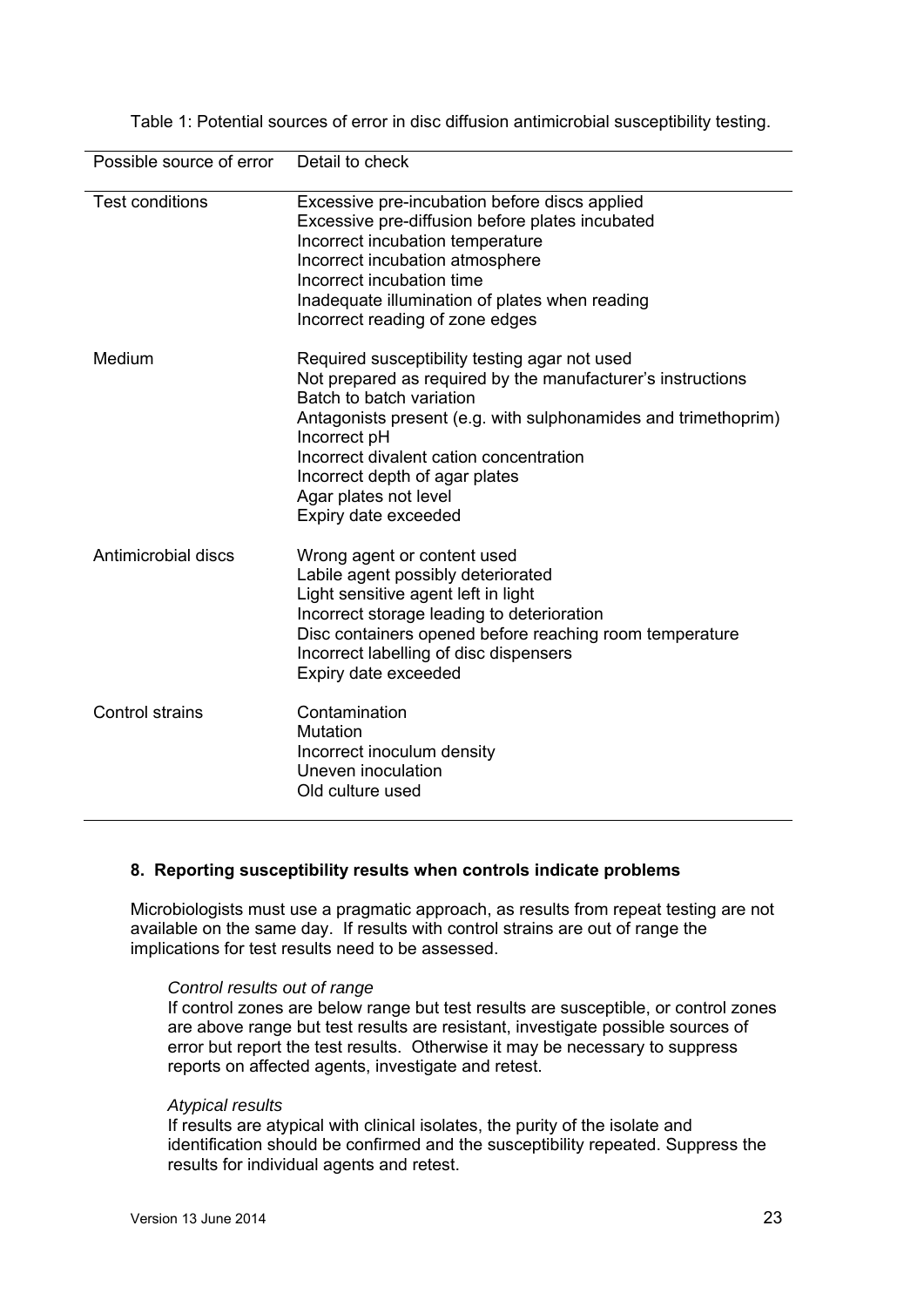Table 1: Potential sources of error in disc diffusion antimicrobial susceptibility testing.

| Possible source of error | Detail to check |
|---|---|
| Test conditions | Excessive pre-incubation before discs applied<br>Excessive pre-diffusion before plates incubated<br>Incorrect incubation temperature<br>Incorrect incubation atmosphere<br>Incorrect incubation time<br>Inadequate illumination of plates when reading<br>Incorrect reading of zone edges |
| Medium | Required susceptibility testing agar not used<br>Not prepared as required by the manufacturer's instructions<br>Batch to batch variation<br>Antagonists present (e.g. with sulphonamides and trimethoprim)<br>Incorrect pH<br>Incorrect divalent cation concentration<br>Incorrect depth of agar plates<br>Agar plates not level<br>Expiry date exceeded |
| Antimicrobial discs | Wrong agent or content used<br>Labile agent possibly deteriorated<br>Light sensitive agent left in light<br>Incorrect storage leading to deterioration<br>Disc containers opened before reaching room temperature<br>Incorrect labelling of disc dispensers<br>Expiry date exceeded |
| Control strains | Contamination<br>Mutation<br>Incorrect inoculum density<br>Uneven inoculation<br>Old culture used |

### 8. Reporting susceptibility results when controls indicate problems

Microbiologists must use a pragmatic approach, as results from repeat testing are not available on the same day. If results with control strains are out of range the implications for test results need to be assessed.

*Control results out of range*

If control zones are below range but test results are susceptible, or control zones are above range but test results are resistant, investigate possible sources of error but report the test results. Otherwise it may be necessary to suppress reports on affected agents, investigate and retest.

*Atypical results*

If results are atypical with clinical isolates, the purity of the isolate and identification should be confirmed and the susceptibility repeated. Suppress the results for individual agents and retest.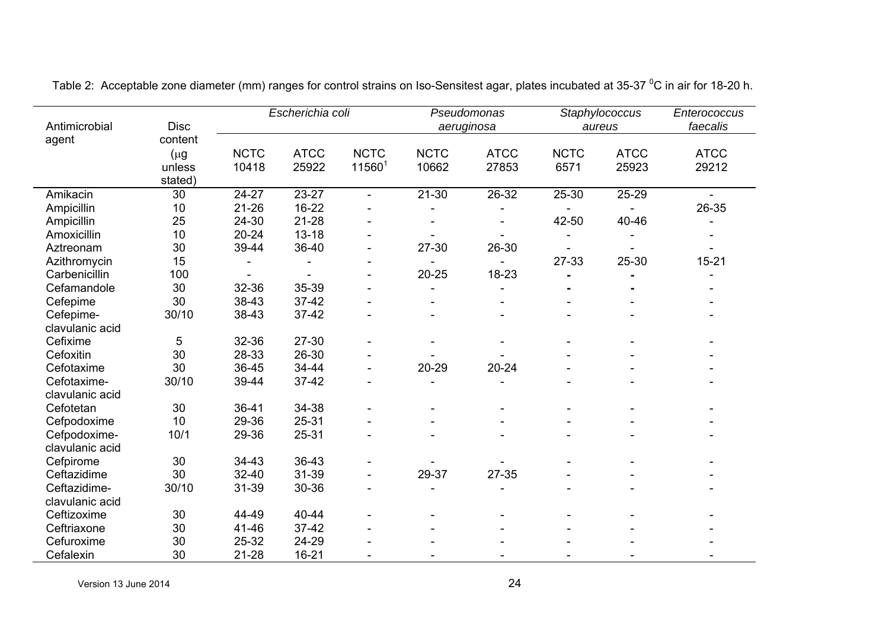Table 2: Acceptable zone diameter (mm) ranges for control strains on Iso-Sensitest agar, plates incubated at 35-37 $^{0}$C in air for 18-20 h.

| Antimicrobial agent | Disc content (μg unless stated) | *Escherichia coli* | | | *Pseudomonas aeruginosa* | | *Staphylococcus aureus* | | *Enterococcus faecalis* |
|---|---|---|---|---|---|---|---|---|---|
| | | NCTC 10418 | ATCC 25922 | NCTC 11560[1] | NCTC 10662 | ATCC 27853 | NCTC 6571 | ATCC 25923 | ATCC 29212 |
| Amikacin | 30 | 24-27 | 23-27 | - | 21-30 | 26-32 | 25-30 | 25-29 | - |
| Ampicillin | 10 | 21-26 | 16-22 | - | - | - | - | - | 26-35 |
| Ampicillin | 25 | 24-30 | 21-28 | - | - | - | 42-50 | 40-46 | - |
| Amoxicillin | 10 | 20-24 | 13-18 | - | - | - | - | - | - |
| Aztreonam | 30 | 39-44 | 36-40 | - | 27-30 | 26-30 | - | - | - |
| Azithromycin | 15 | - | - | - | - | - | 27-33 | 25-30 | 15-21 |
| Carbenicillin | 100 | - | - | - | 20-25 | 18-23 | - | - | - |
| Cefamandole | 30 | 32-36 | 35-39 | - | - | - | - | - | - |
| Cefepime | 30 | 38-43 | 37-42 | - | - | - | - | - | - |
| Cefepime-clavulanic acid | 30/10 | 38-43 | 37-42 | - | - | - | - | - | - |
| Cefixime | 5 | 32-36 | 27-30 | - | - | - | - | - | - |
| Cefoxitin | 30 | 28-33 | 26-30 | - | - | - | - | - | - |
| Cefotaxime | 30 | 36-45 | 34-44 | - | 20-29 | 20-24 | - | - | - |
| Cefotaxime-clavulanic acid | 30/10 | 39-44 | 37-42 | - | - | - | - | - | - |
| Cefotetan | 30 | 36-41 | 34-38 | - | - | - | - | - | - |
| Cefpodoxime | 10 | 29-36 | 25-31 | - | - | - | - | - | - |
| Cefpodoxime-clavulanic acid | 10/1 | 29-36 | 25-31 | - | - | - | - | - | - |
| Cefpirome | 30 | 34-43 | 36-43 | - | - | - | - | - | - |
| Ceftazidime | 30 | 32-40 | 31-39 | - | 29-37 | 27-35 | - | - | - |
| Ceftazidime-clavulanic acid | 30/10 | 31-39 | 30-36 | - | - | - | - | - | - |
| Ceftizoxime | 30 | 44-49 | 40-44 | - | - | - | - | - | - |
| Ceftriaxone | 30 | 41-46 | 37-42 | - | - | - | - | - | - |
| Cefuroxime | 30 | 25-32 | 24-29 | - | - | - | - | - | - |
| Cefalexin | 30 | 21-28 | 16-21 | - | - | - | - | - | - |

Version 13 June 2014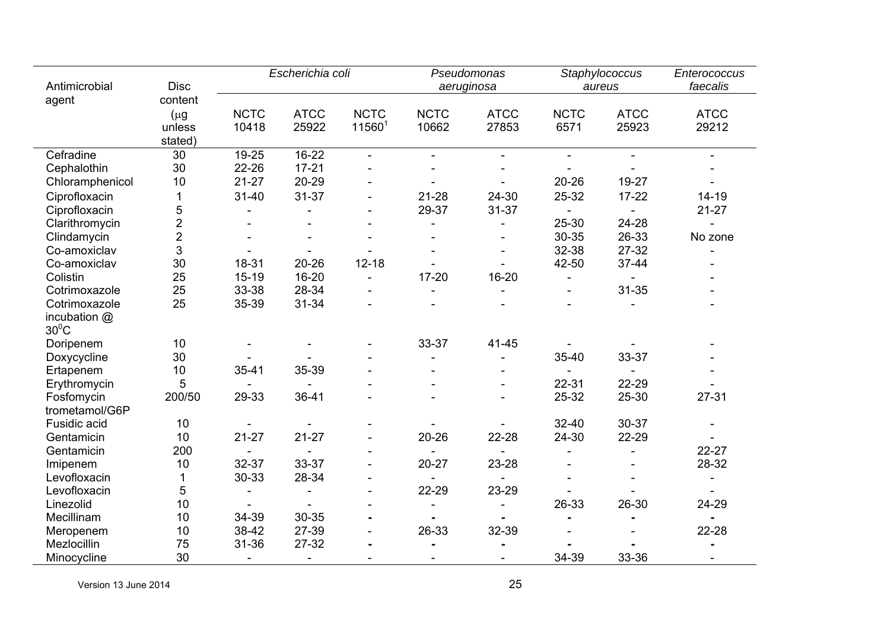| Antimicrobial agent | Disc content (μg unless stated) | *Escherichia coli* | | | *Pseudomonas aeruginosa* | | *Staphylococcus aureus* | | *Enterococcus faecalis* |
|---|---|---|---|---|---|---|---|---|---|
| | | NCTC 10418 | ATCC 25922 | NCTC 11560[1] | NCTC 10662 | ATCC 27853 | NCTC 6571 | ATCC 25923 | ATCC 29212 |
| Cefradine | 30 | 19-25 | 16-22 | - | - | - | - | - | - |
| Cephalothin | 30 | 22-26 | 17-21 | - | - | - | - | - | - |
| Chloramphenicol | 10 | 21-27 | 20-29 | - | - | - | 20-26 | 19-27 | - |
| Ciprofloxacin | 1 | 31-40 | 31-37 | - | 21-28 | 24-30 | 25-32 | 17-22 | 14-19 |
| Ciprofloxacin | 5 | - | - | - | 29-37 | 31-37 | - | - | 21-27 |
| Clarithromycin | 2 | - | - | - | - | - | 25-30 | 24-28 | - |
| Clindamycin | 2 | - | - | - | - | - | 30-35 | 26-33 | No zone |
| Co-amoxiclav | 3 | - | - | - | - | - | 32-38 | 27-32 | - |
| Co-amoxiclav | 30 | 18-31 | 20-26 | 12-18 | - | - | 42-50 | 37-44 | - |
| Colistin | 25 | 15-19 | 16-20 | - | 17-20 | 16-20 | - | - | - |
| Cotrimoxazole | 25 | 33-38 | 28-34 | - | - | - | - | 31-35 | - |
| Cotrimoxazole incubation @ 30°C | 25 | 35-39 | 31-34 | - | - | - | - | - | - |
| Doripenem | 10 | - | - | - | 33-37 | 41-45 | - | - | - |
| Doxycycline | 30 | - | - | - | - | - | 35-40 | 33-37 | - |
| Ertapenem | 10 | 35-41 | 35-39 | - | - | - | - | - | - |
| Erythromycin | 5 | - | - | - | - | - | 22-31 | 22-29 | - |
| Fosfomycin trometamol/G6P | 200/50 | 29-33 | 36-41 | - | - | - | 25-32 | 25-30 | 27-31 |
| Fusidic acid | 10 | - | - | - | - | - | 32-40 | 30-37 | - |
| Gentamicin | 10 | 21-27 | 21-27 | - | 20-26 | 22-28 | 24-30 | 22-29 | - |
| Gentamicin | 200 | - | - | - | - | - | - | - | 22-27 |
| Imipenem | 10 | 32-37 | 33-37 | - | 20-27 | 23-28 | - | - | 28-32 |
| Levofloxacin | 1 | 30-33 | 28-34 | - | - | - | - | - | - |
| Levofloxacin | 5 | - | - | - | 22-29 | 23-29 | - | - | - |
| Linezolid | 10 | - | - | - | - | - | 26-33 | 26-30 | 24-29 |
| Mecillinam | 10 | 34-39 | 30-35 | - | - | - | - | - | - |
| Meropenem | 10 | 38-42 | 27-39 | - | 26-33 | 32-39 | - | - | 22-28 |
| Mezlocillin | 75 | 31-36 | 27-32 | - | - | - | - | - | - |
| Minocycline | 30 | - | - | - | - | - | 34-39 | 33-36 | - |

Version 13 June 2014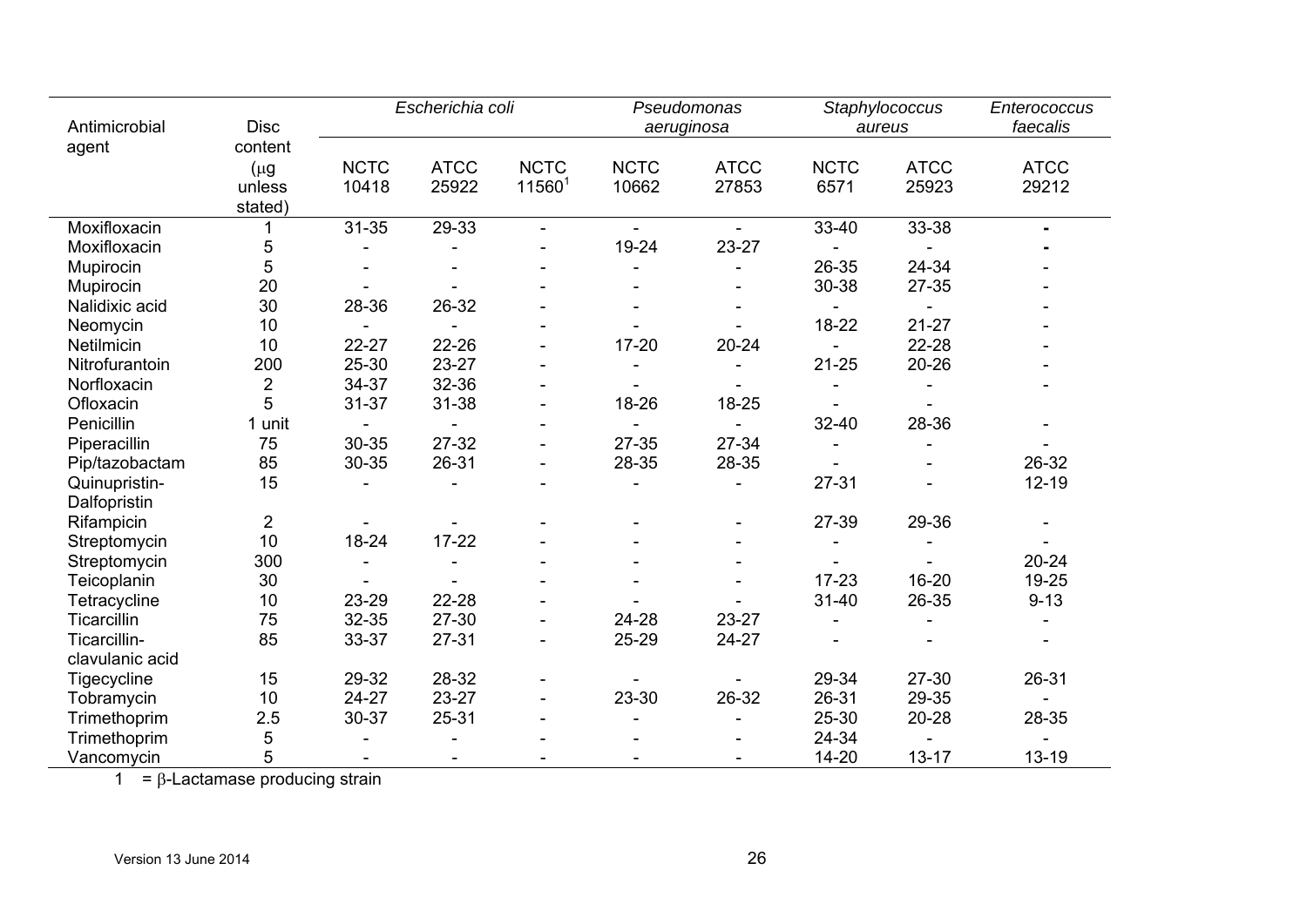| Antimicrobial agent | Disc content ($\mu$g unless stated) | *Escherichia coli* | | | *Pseudomonas aeruginosa* | | *Staphylococcus aureus* | | *Enterococcus faecalis* |
|---|---|---|---|---|---|---|---|---|---|
| | | NCTC 10418 | ATCC 25922 | NCTC 11560[1] | NCTC 10662 | ATCC 27853 | NCTC 6571 | ATCC 25923 | ATCC 29212 |
| Moxifloxacin | 1 | 31-35 | 29-33 | - | - | - | 33-40 | 33-38 | - |
| Moxifloxacin | 5 | - | - | - | 19-24 | 23-27 | - | - | - |
| Mupirocin | 5 | - | - | - | - | - | 26-35 | 24-34 | - |
| Mupirocin | 20 | - | - | - | - | - | 30-38 | 27-35 | - |
| Nalidixic acid | 30 | 28-36 | 26-32 | - | - | - | - | - | - |
| Neomycin | 10 | - | - | - | - | - | 18-22 | 21-27 | - |
| Netilmicin | 10 | 22-27 | 22-26 | - | 17-20 | 20-24 | - | 22-28 | - |
| Nitrofurantoin | 200 | 25-30 | 23-27 | - | - | - | 21-25 | 20-26 | - |
| Norfloxacin | 2 | 34-37 | 32-36 | - | - | - | - | - | - |
| Ofloxacin | 5 | 31-37 | 31-38 | - | 18-26 | 18-25 | - | - | |
| Penicillin | 1 unit | - | - | - | - | - | 32-40 | 28-36 | - |
| Piperacillin | 75 | 30-35 | 27-32 | - | 27-35 | 27-34 | - | - | - |
| Pip/tazobactam | 85 | 30-35 | 26-31 | - | 28-35 | 28-35 | - | - | 26-32 |
| Quinupristin-Dalfopristin | 15 | - | - | - | - | - | 27-31 | - | 12-19 |
| Rifampicin | 2 | - | - | - | - | - | 27-39 | 29-36 | - |
| Streptomycin | 10 | 18-24 | 17-22 | - | - | - | - | - | - |
| Streptomycin | 300 | - | - | - | - | - | - | - | 20-24 |
| Teicoplanin | 30 | - | - | - | - | - | 17-23 | 16-20 | 19-25 |
| Tetracycline | 10 | 23-29 | 22-28 | - | - | - | 31-40 | 26-35 | 9-13 |
| Ticarcillin | 75 | 32-35 | 27-30 | - | 24-28 | 23-27 | - | - | - |
| Ticarcillin-clavulanic acid | 85 | 33-37 | 27-31 | - | 25-29 | 24-27 | - | - | - |
| Tigecycline | 15 | 29-32 | 28-32 | - | - | - | 29-34 | 27-30 | 26-31 |
| Tobramycin | 10 | 24-27 | 23-27 | - | 23-30 | 26-32 | 26-31 | 29-35 | - |
| Trimethoprim | 2.5 | 30-37 | 25-31 | - | - | - | 25-30 | 20-28 | 28-35 |
| Trimethoprim | 5 | - | - | - | - | - | 24-34 | - | - |
| Vancomycin | 5 | - | - | - | - | - | 14-20 | 13-17 | 13-19 |

1 = $\beta$-Lactamase producing strain

Version 13 June 2014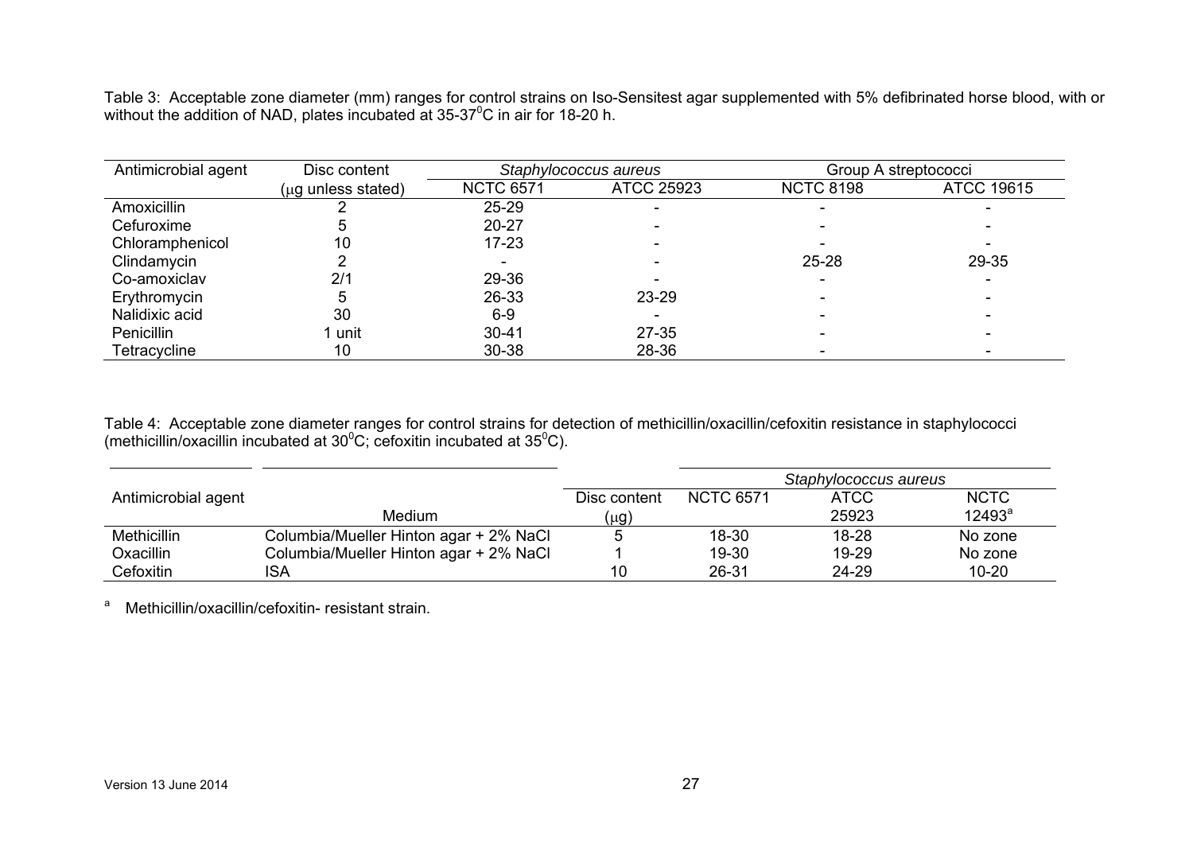Table 3: Acceptable zone diameter (mm) ranges for control strains on Iso-Sensitest agar supplemented with 5% defibrinated horse blood, with or without the addition of NAD, plates incubated at 35-37$^0$C in air for 18-20 h.

| Antimicrobial agent | Disc content | *Staphylococcus aureus* | | Group A streptococci | |
|---|---|---|---|---|---|
| | (μg unless stated) | NCTC 6571 | ATCC 25923 | NCTC 8198 | ATCC 19615 |
| Amoxicillin | 2 | 25-29 | - | - | - |
| Cefuroxime | 5 | 20-27 | - | - | - |
| Chloramphenicol | 10 | 17-23 | - | - | - |
| Clindamycin | 2 | - | - | 25-28 | 29-35 |
| Co-amoxiclav | 2/1 | 29-36 | - | - | - |
| Erythromycin | 5 | 26-33 | 23-29 | - | - |
| Nalidixic acid | 30 | 6-9 | - | - | - |
| Penicillin | 1 unit | 30-41 | 27-35 | - | - |
| Tetracycline | 10 | 30-38 | 28-36 | - | - |

Table 4: Acceptable zone diameter ranges for control strains for detection of methicillin/oxacillin/cefoxitin resistance in staphylococci (methicillin/oxacillin incubated at 30$^0$C; cefoxitin incubated at 35$^0$C).

| Antimicrobial agent | Medium | Disc content | *Staphylococcus aureus* | | |
|---|---|---|---|---|---|
| | | (μg) | NCTC 6571 | ATCC 25923 | NCTC 12493[a] |
| Methicillin | Columbia/Mueller Hinton agar + 2% NaCl | 5 | 18-30 | 18-28 | No zone |
| Oxacillin | Columbia/Mueller Hinton agar + 2% NaCl | 1 | 19-30 | 19-29 | No zone |
| Cefoxitin | ISA | 10 | 26-31 | 24-29 | 10-20 |

[a] Methicillin/oxacillin/cefoxitin- resistant strain.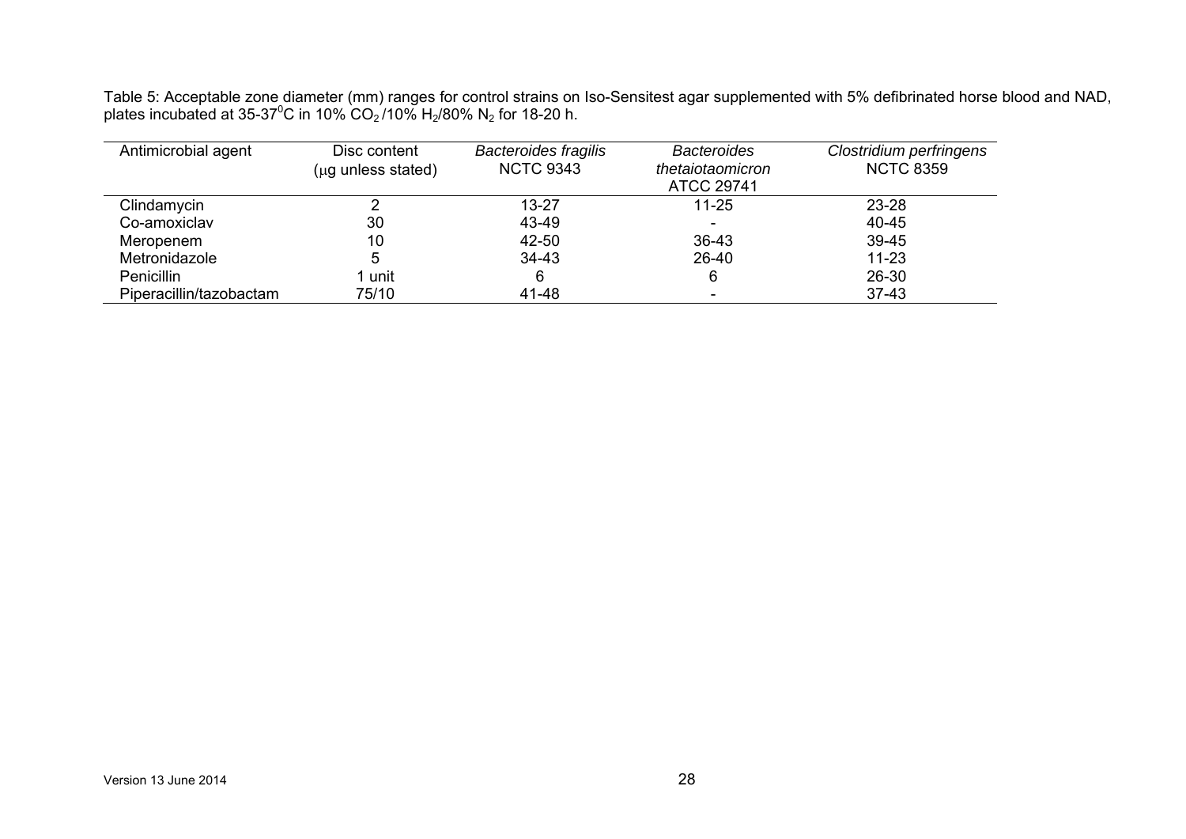Table 5: Acceptable zone diameter (mm) ranges for control strains on Iso-Sensitest agar supplemented with 5% defibrinated horse blood and NAD, plates incubated at 35-37$^0$C in 10% $CO_2$ /10% $H_2$/80% $N_2$ for 18-20 h.

| Antimicrobial agent | Disc content (μg unless stated) | *Bacteroides fragilis* NCTC 9343 | *Bacteroides thetaiotaomicron* ATCC 29741 | *Clostridium perfringens* NCTC 8359 |
|---|---|---|---|---|
| Clindamycin | 2 | 13-27 | 11-25 | 23-28 |
| Co-amoxiclav | 30 | 43-49 | - | 40-45 |
| Meropenem | 10 | 42-50 | 36-43 | 39-45 |
| Metronidazole | 5 | 34-43 | 26-40 | 11-23 |
| Penicillin | 1 unit | 6 | 6 | 26-30 |
| Piperacillin/tazobactam | 75/10 | 41-48 | - | 37-43 |

Version 13 June 2014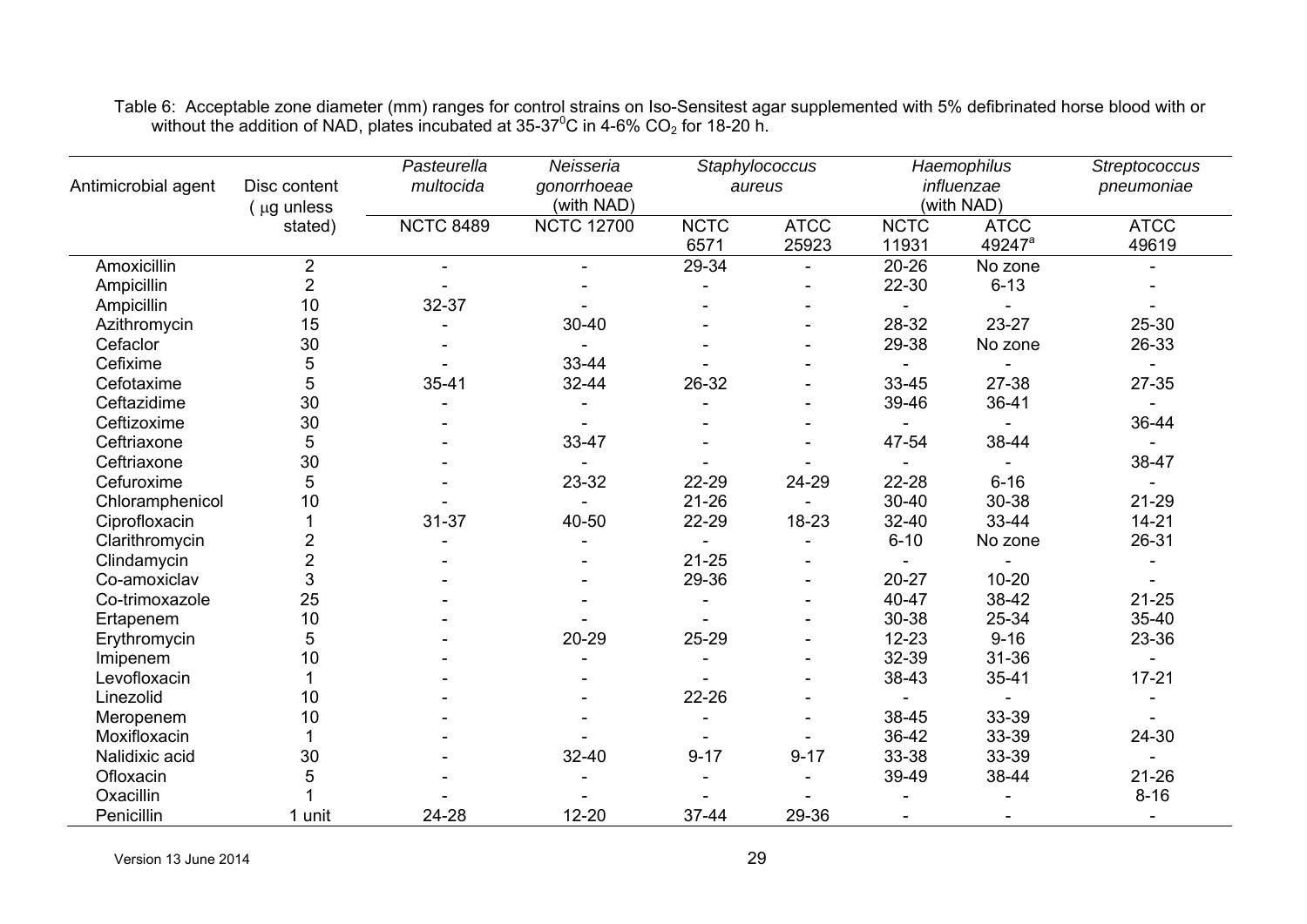Table 6: Acceptable zone diameter (mm) ranges for control strains on Iso-Sensitest agar supplemented with 5% defibrinated horse blood with or without the addition of NAD, plates incubated at 35-37$^0$C in 4-6% $CO_2$ for 18-20 h.

| Antimicrobial agent | Disc content (μg unless stated) | *Pasteurella multocida* | *Neisseria gonorrhoeae* (with NAD) | *Staphylococcus aureus* | | *Haemophilus influenzae* (with NAD) | | *Streptococcus pneumoniae* |
|---|---|---|---|---|---|---|---|---|
| | | NCTC 8489 | NCTC 12700 | NCTC 6571 | ATCC 25923 | NCTC 11931 | ATCC 49247[a] | ATCC 49619 |
| Amoxicillin | 2 | - | - | 29-34 | - | 20-26 | No zone | - |
| Ampicillin | 2 | - | - | - | - | 22-30 | 6-13 | - |
| Ampicillin | 10 | 32-37 | - | - | - | - | - | - |
| Azithromycin | 15 | - | 30-40 | - | - | 28-32 | 23-27 | 25-30 |
| Cefaclor | 30 | - | - | - | - | 29-38 | No zone | 26-33 |
| Cefixime | 5 | - | 33-44 | - | - | - | - | - |
| Cefotaxime | 5 | 35-41 | 32-44 | 26-32 | - | 33-45 | 27-38 | 27-35 |
| Ceftazidime | 30 | - | - | - | - | 39-46 | 36-41 | - |
| Ceftizoxime | 30 | - | - | - | - | - | - | 36-44 |
| Ceftriaxone | 5 | - | 33-47 | - | - | 47-54 | 38-44 | - |
| Ceftriaxone | 30 | - | - | - | - | - | - | 38-47 |
| Cefuroxime | 5 | - | 23-32 | 22-29 | 24-29 | 22-28 | 6-16 | - |
| Chloramphenicol | 10 | - | - | 21-26 | - | 30-40 | 30-38 | 21-29 |
| Ciprofloxacin | 1 | 31-37 | 40-50 | 22-29 | 18-23 | 32-40 | 33-44 | 14-21 |
| Clarithromycin | 2 | - | - | - | - | 6-10 | No zone | 26-31 |
| Clindamycin | 2 | - | - | 21-25 | - | - | - | - |
| Co-amoxiclav | 3 | - | - | 29-36 | - | 20-27 | 10-20 | - |
| Co-trimoxazole | 25 | - | - | - | - | 40-47 | 38-42 | 21-25 |
| Ertapenem | 10 | - | - | - | - | 30-38 | 25-34 | 35-40 |
| Erythromycin | 5 | - | 20-29 | 25-29 | - | 12-23 | 9-16 | 23-36 |
| Imipenem | 10 | - | - | - | - | 32-39 | 31-36 | - |
| Levofloxacin | 1 | - | - | - | - | 38-43 | 35-41 | 17-21 |
| Linezolid | 10 | - | - | 22-26 | - | - | - | - |
| Meropenem | 10 | - | - | - | - | 38-45 | 33-39 | - |
| Moxifloxacin | 1 | - | - | - | - | 36-42 | 33-39 | 24-30 |
| Nalidixic acid | 30 | - | 32-40 | 9-17 | 9-17 | 33-38 | 33-39 | - |
| Ofloxacin | 5 | - | - | - | - | 39-49 | 38-44 | 21-26 |
| Oxacillin | 1 | - | - | - | - | - | - | 8-16 |
| Penicillin | 1 unit | 24-28 | 12-20 | 37-44 | 29-36 | - | - | - |

Version 13 June 2014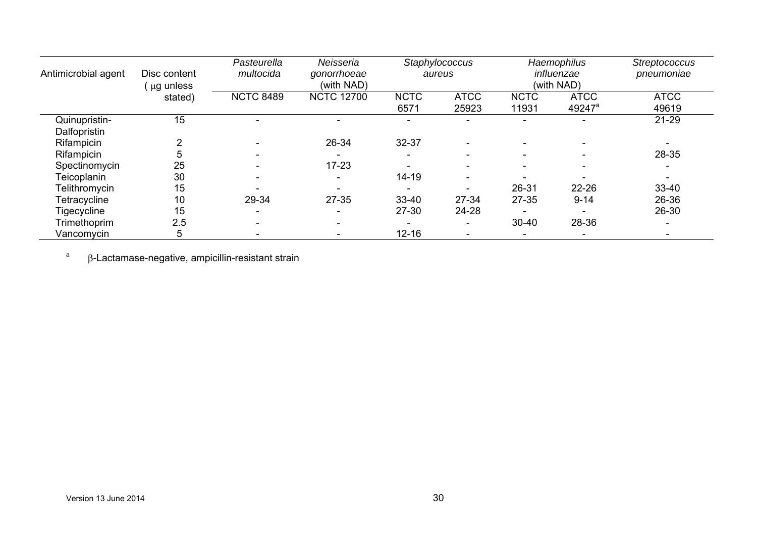| Antimicrobial agent | Disc content (μg unless stated) | *Pasteurella multocida* | *Neisseria gonorrhoeae* (with NAD) | *Staphylococcus aureus* | | *Haemophilus influenzae* (with NAD) | | *Streptococcus pneumoniae* |
|---|---|---|---|---|---|---|---|---|
| | | NCTC 8489 | NCTC 12700 | NCTC 6571 | ATCC 25923 | NCTC 11931 | ATCC 49247[a] | ATCC 49619 |
| Quinupristin-Dalfopristin | 15 | - | - | - | - | - | - | 21-29 |
| Rifampicin | 2 | - | 26-34 | 32-37 | - | - | - | - |
| Rifampicin | 5 | - | - | - | - | - | - | 28-35 |
| Spectinomycin | 25 | - | 17-23 | - | - | - | - | - |
| Teicoplanin | 30 | - | - | 14-19 | - | - | - | - |
| Telithromycin | 15 | - | - | - | - | 26-31 | 22-26 | 33-40 |
| Tetracycline | 10 | 29-34 | 27-35 | 33-40 | 27-34 | 27-35 | 9-14 | 26-36 |
| Tigecycline | 15 | - | - | 27-30 | 24-28 | - | - | 26-30 |
| Trimethoprim | 2.5 | - | - | - | - | 30-40 | 28-36 | - |
| Vancomycin | 5 | - | - | 12-16 | - | - | - | - |

[a] β-Lactamase-negative, ampicillin-resistant strain

Version 13 June 2014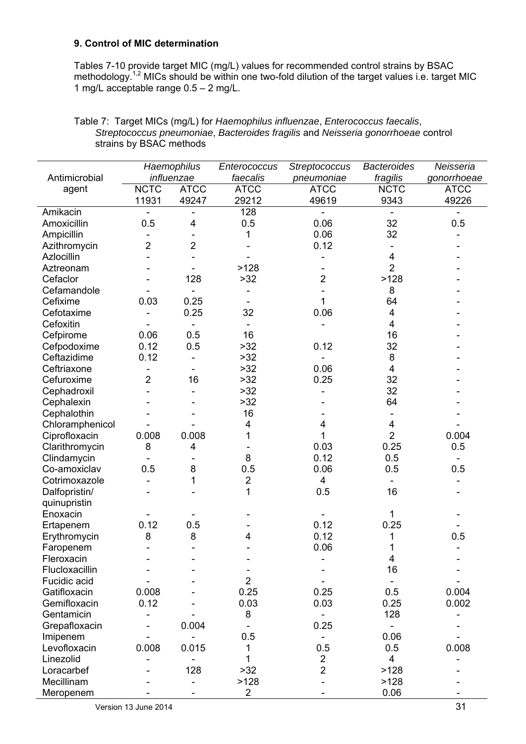### 9. Control of MIC determination

Tables 7-10 provide target MIC (mg/L) values for recommended control strains by BSAC methodology.[1,2] MICs should be within one two-fold dilution of the target values i.e. target MIC 1 mg/L acceptable range 0.5 – 2 mg/L.

Table 7: Target MICs (mg/L) for *Haemophilus influenzae*, *Enterococcus faecalis*, *Streptococcus pneumoniae*, *Bacteroides fragilis* and *Neisseria gonorrhoeae* control strains by BSAC methods

| Antimicrobial agent | *Haemophilus influenzae* | | *Enterococcus faecalis* | *Streptococcus pneumoniae* | *Bacteroides fragilis* | *Neisseria gonorrhoeae* |
|---|---|---|---|---|---|---|
| | NCTC 11931 | ATCC 49247 | ATCC 29212 | ATCC 49619 | NCTC 9343 | ATCC 49226 |
| Amikacin | - | - | 128 | - | - | - |
| Amoxicillin | 0.5 | 4 | 0.5 | 0.06 | 32 | 0.5 |
| Ampicillin | - | - | 1 | 0.06 | 32 | - |
| Azithromycin | 2 | 2 | - | 0.12 | - | - |
| Azlocillin | - | - | - | - | 4 | - |
| Aztreonam | - | - | >128 | - | 2 | - |
| Cefaclor | - | 128 | >32 | 2 | >128 | - |
| Cefamandole | - | - | - | - | 8 | - |
| Cefixime | 0.03 | 0.25 | - | 1 | 64 | - |
| Cefotaxime | - | 0.25 | 32 | 0.06 | 4 | - |
| Cefoxitin | - | - | - | - | 4 | - |
| Cefpirome | 0.06 | 0.5 | 16 | | 16 | - |
| Cefpodoxime | 0.12 | 0.5 | >32 | 0.12 | 32 | - |
| Ceftazidime | 0.12 | - | >32 | - | 8 | - |
| Ceftriaxone | - | - | >32 | 0.06 | 4 | - |
| Cefuroxime | 2 | 16 | >32 | 0.25 | 32 | - |
| Cephadroxil | - | - | >32 | - | 32 | - |
| Cephalexin | - | - | >32 | - | 64 | - |
| Cephalothin | - | - | 16 | - | - | - |
| Chloramphenicol | - | - | 4 | 4 | 4 | - |
| Ciprofloxacin | 0.008 | 0.008 | 1 | 1 | 2 | 0.004 |
| Clarithromycin | 8 | 4 | - | 0.03 | 0.25 | 0.5 |
| Clindamycin | - | - | 8 | 0.12 | 0.5 | - |
| Co-amoxiclav | 0.5 | 8 | 0.5 | 0.06 | 0.5 | 0.5 |
| Cotrimoxazole | - | 1 | 2 | 4 | - | - |
| Dalfopristin/ quinupristin | - | - | 1 | 0.5 | 16 | - |
| Enoxacin | - | - | - | - | 1 | - |
| Ertapenem | 0.12 | 0.5 | - | 0.12 | 0.25 | - |
| Erythromycin | 8 | 8 | 4 | 0.12 | 1 | 0.5 |
| Faropenem | - | - | - | 0.06 | 1 | - |
| Fleroxacin | - | - | - | - | 4 | - |
| Flucloxacillin | - | - | - | - | 16 | - |
| Fucidic acid | - | - | 2 | - | - | - |
| Gatifloxacin | 0.008 | - | 0.25 | 0.25 | 0.5 | 0.004 |
| Gemifloxacin | 0.12 | - | 0.03 | 0.03 | 0.25 | 0.002 |
| Gentamicin | - | - | 8 | - | 128 | - |
| Grepafloxacin | - | 0.004 | - | 0.25 | - | - |
| Imipenem | - | - | 0.5 | - | 0.06 | - |
| Levofloxacin | 0.008 | 0.015 | 1 | 0.5 | 0.5 | 0.008 |
| Linezolid | - | - | 1 | 2 | 4 | - |
| Loracarbef | - | 128 | >32 | 2 | >128 | - |
| Mecillinam | - | - | >128 | - | >128 | - |
| Meropenem | - | - | 2 | - | 0.06 | - |

Version 13 June 2014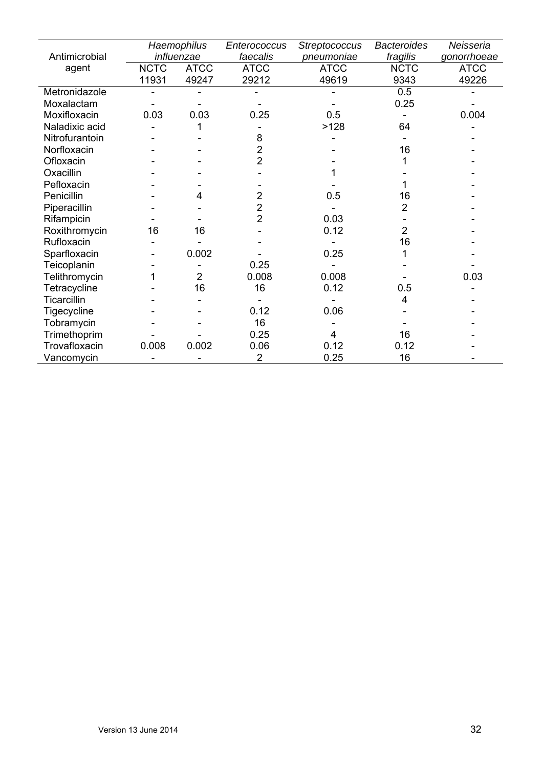| Antimicrobial agent | *Haemophilus influenzae* | | *Enterococcus faecalis* | *Streptococcus pneumoniae* | *Bacteroides fragilis* | *Neisseria gonorrhoeae* |
|---|---|---|---|---|---|---|
| | NCTC 11931 | ATCC 49247 | ATCC 29212 | ATCC 49619 | NCTC 9343 | ATCC 49226 |
| Metronidazole | - | - | - | - | 0.5 | - |
| Moxalactam | - | - | - | - | 0.25 | - |
| Moxifloxacin | 0.03 | 0.03 | 0.25 | 0.5 | - | 0.004 |
| Naladixic acid | - | 1 | - | >128 | 64 | - |
| Nitrofurantoin | - | - | 8 | - | - | - |
| Norfloxacin | - | - | 2 | - | 16 | - |
| Ofloxacin | - | - | 2 | - | 1 | - |
| Oxacillin | - | - | - | 1 | - | - |
| Pefloxacin | - | - | - | - | 1 | - |
| Penicillin | - | 4 | 2 | 0.5 | 16 | - |
| Piperacillin | - | - | 2 | - | 2 | - |
| Rifampicin | - | - | 2 | 0.03 | - | - |
| Roxithromycin | 16 | 16 | - | 0.12 | 2 | - |
| Rufloxacin | - | - | - | - | 16 | - |
| Sparfloxacin | - | 0.002 | - | 0.25 | 1 | - |
| Teicoplanin | - | - | 0.25 | - | - | - |
| Telithromycin | 1 | 2 | 0.008 | 0.008 | - | 0.03 |
| Tetracycline | - | 16 | 16 | 0.12 | 0.5 | - |
| Ticarcillin | - | - | - | - | 4 | - |
| Tigecycline | - | - | 0.12 | 0.06 | - | - |
| Tobramycin | - | - | 16 | - | - | - |
| Trimethoprim | - | - | 0.25 | 4 | 16 | - |
| Trovafloxacin | 0.008 | 0.002 | 0.06 | 0.12 | 0.12 | - |
| Vancomycin | - | - | 2 | 0.25 | 16 | - |

Version 13 June 2014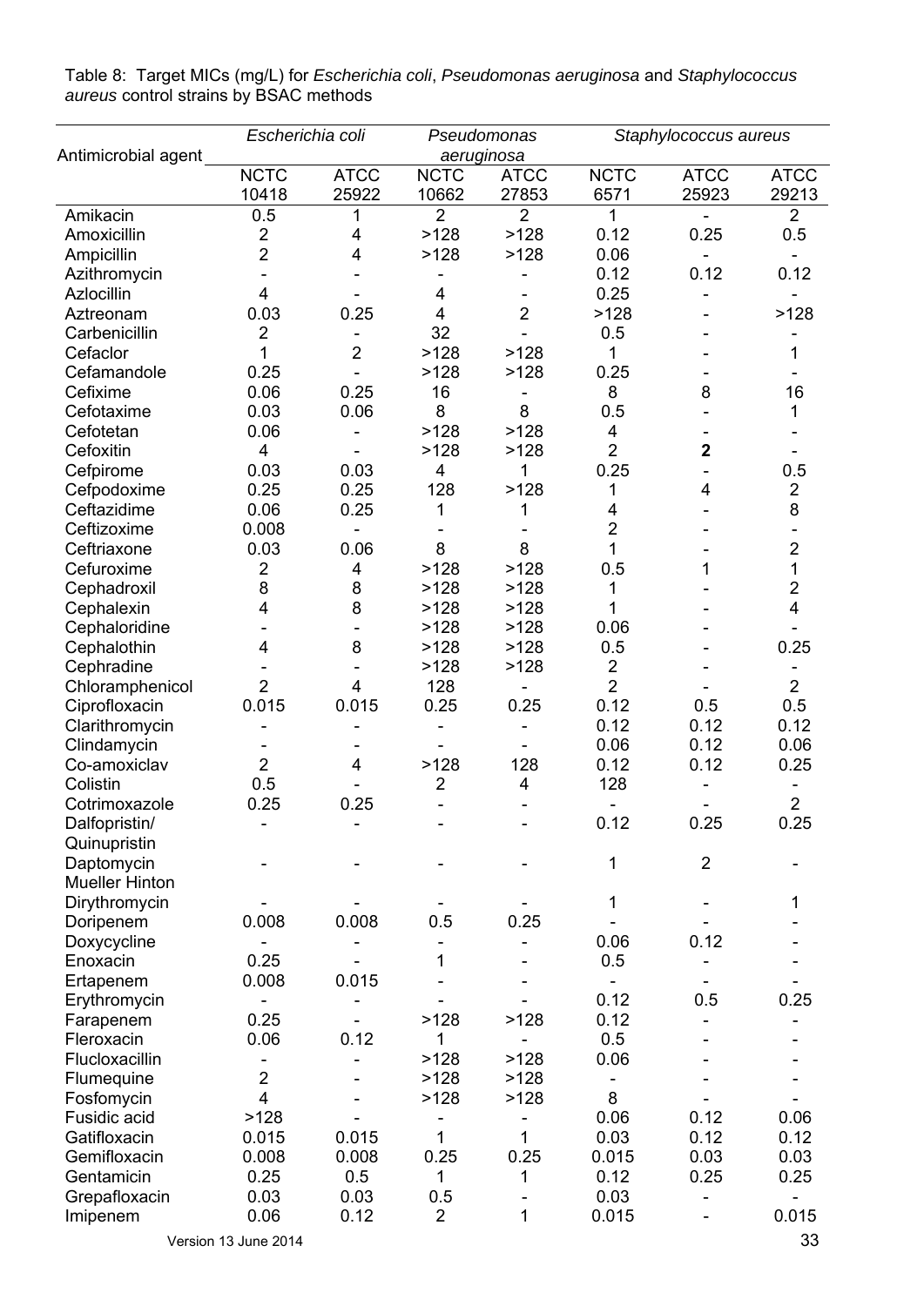Table 8: Target MICs (mg/L) for *Escherichia coli*, *Pseudomonas aeruginosa* and *Staphylococcus aureus* control strains by BSAC methods

| Antimicrobial agent | *Escherichia coli* | | *Pseudomonas aeruginosa* | | *Staphylococcus aureus* | | |
|---|---|---|---|---|---|---|---|
| | NCTC 10418 | ATCC 25922 | NCTC 10662 | ATCC 27853 | NCTC 6571 | ATCC 25923 | ATCC 29213 |
| Amikacin | 0.5 | 1 | 2 | 2 | 1 | - | 2 |
| Amoxicillin | 2 | 4 | >128 | >128 | 0.12 | 0.25 | 0.5 |
| Ampicillin | 2 | 4 | >128 | >128 | 0.06 | - | - |
| Azithromycin | - | - | - | - | 0.12 | 0.12 | 0.12 |
| Azlocillin | 4 | - | 4 | - | 0.25 | - | - |
| Aztreonam | 0.03 | 0.25 | 4 | 2 | >128 | - | >128 |
| Carbenicillin | 2 | - | 32 | - | 0.5 | - | - |
| Cefaclor | 1 | 2 | >128 | >128 | 1 | - | 1 |
| Cefamandole | 0.25 | - | >128 | >128 | 0.25 | - | - |
| Cefixime | 0.06 | 0.25 | 16 | - | 8 | 8 | 16 |
| Cefotaxime | 0.03 | 0.06 | 8 | 8 | 0.5 | - | 1 |
| Cefotetan | 0.06 | - | >128 | >128 | 4 | - | - |
| Cefoxitin | 4 | - | >128 | >128 | 2 | **2** | - |
| Cefpirome | 0.03 | 0.03 | 4 | 1 | 0.25 | - | 0.5 |
| Cefpodoxime | 0.25 | 0.25 | 128 | >128 | 1 | 4 | 2 |
| Ceftazidime | 0.06 | 0.25 | 1 | 1 | 4 | - | 8 |
| Ceftizoxime | 0.008 | - | - | - | 2 | - | - |
| Ceftriaxone | 0.03 | 0.06 | 8 | 8 | 1 | - | 2 |
| Cefuroxime | 2 | 4 | >128 | >128 | 0.5 | 1 | 1 |
| Cephadroxil | 8 | 8 | >128 | >128 | 1 | - | 2 |
| Cephalexin | 4 | 8 | >128 | >128 | 1 | - | 4 |
| Cephaloridine | - | - | >128 | >128 | 0.06 | - | - |
| Cephalothin | 4 | 8 | >128 | >128 | 0.5 | - | 0.25 |
| Cephradine | - | - | >128 | >128 | 2 | - | - |
| Chloramphenicol | 2 | 4 | 128 | - | 2 | - | 2 |
| Ciprofloxacin | 0.015 | 0.015 | 0.25 | 0.25 | 0.12 | 0.5 | 0.5 |
| Clarithromycin | - | - | - | - | 0.12 | 0.12 | 0.12 |
| Clindamycin | - | - | - | - | 0.06 | 0.12 | 0.06 |
| Co-amoxiclav | 2 | 4 | >128 | 128 | 0.12 | 0.12 | 0.25 |
| Colistin | 0.5 | - | 2 | 4 | 128 | - | - |
| Cotrimoxazole | 0.25 | 0.25 | - | - | - | - | 2 |
| Dalfopristin/ Quinupristin | - | - | - | - | 0.12 | 0.25 | 0.25 |
| Daptomycin Mueller Hinton | - | - | - | - | 1 | 2 | - |
| Dirythromycin | - | - | - | - | 1 | - | 1 |
| Doripenem | 0.008 | 0.008 | 0.5 | 0.25 | - | - | - |
| Doxycycline | - | - | - | - | 0.06 | 0.12 | - |
| Enoxacin | 0.25 | - | 1 | - | 0.5 | - | - |
| Ertapenem | 0.008 | 0.015 | - | - | - | - | - |
| Erythromycin | - | - | - | - | 0.12 | 0.5 | 0.25 |
| Farapenem | 0.25 | - | >128 | >128 | 0.12 | - | - |
| Fleroxacin | 0.06 | 0.12 | 1 | - | 0.5 | - | - |
| Flucloxacillin | - | - | >128 | >128 | 0.06 | - | - |
| Flumequine | 2 | - | >128 | >128 | - | - | - |
| Fosfomycin | 4 | - | >128 | >128 | 8 | - | - |
| Fusidic acid | >128 | - | - | - | 0.06 | 0.12 | 0.06 |
| Gatifloxacin | 0.015 | 0.015 | 1 | 1 | 0.03 | 0.12 | 0.12 |
| Gemifloxacin | 0.008 | 0.008 | 0.25 | 0.25 | 0.015 | 0.03 | 0.03 |
| Gentamicin | 0.25 | 0.5 | 1 | 1 | 0.12 | 0.25 | 0.25 |
| Grepafloxacin | 0.03 | 0.03 | 0.5 | - | 0.03 | - | - |
| Imipenem | 0.06 | 0.12 | 2 | 1 | 0.015 | - | 0.015 |

Version 13 June 2014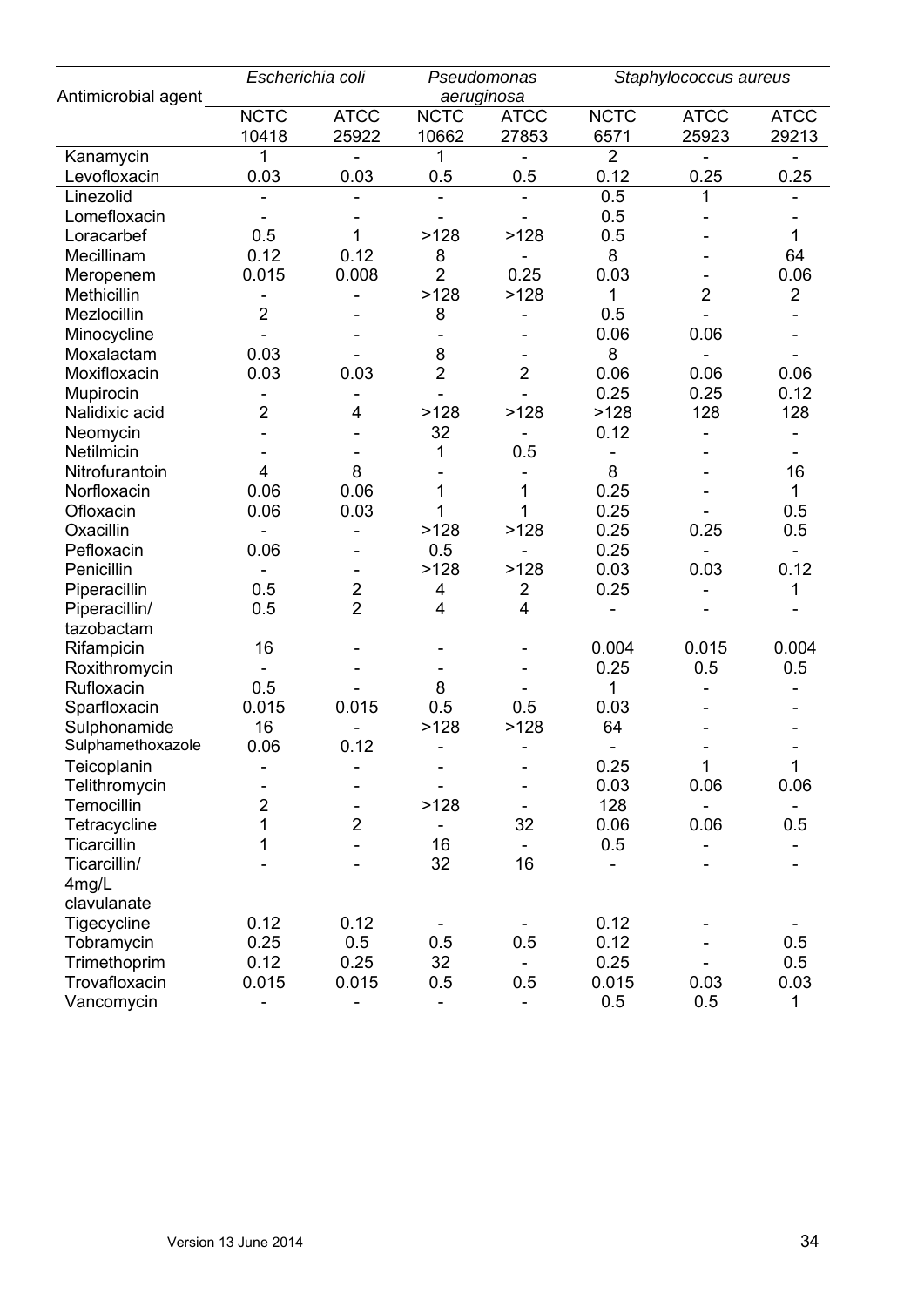| Antimicrobial agent | *Escherichia coli* | | *Pseudomonas aeruginosa* | | *Staphylococcus aureus* | | |
|---|---|---|---|---|---|---|---|
| | NCTC 10418 | ATCC 25922 | NCTC 10662 | ATCC 27853 | NCTC 6571 | ATCC 25923 | ATCC 29213 |
| Kanamycin | 1 | - | 1 | - | 2 | - | - |
| Levofloxacin | 0.03 | 0.03 | 0.5 | 0.5 | 0.12 | 0.25 | 0.25 |
| Linezolid | - | - | - | - | 0.5 | 1 | - |
| Lomefloxacin | - | - | - | - | 0.5 | - | - |
| Loracarbef | 0.5 | 1 | >128 | >128 | 0.5 | - | 1 |
| Mecillinam | 0.12 | 0.12 | 8 | - | 8 | - | 64 |
| Meropenem | 0.015 | 0.008 | 2 | 0.25 | 0.03 | - | 0.06 |
| Methicillin | - | - | >128 | >128 | 1 | 2 | 2 |
| Mezlocillin | 2 | - | 8 | - | 0.5 | - | - |
| Minocycline | - | - | - | - | 0.06 | 0.06 | - |
| Moxalactam | 0.03 | - | 8 | - | 8 | - | - |
| Moxifloxacin | 0.03 | 0.03 | 2 | 2 | 0.06 | 0.06 | 0.06 |
| Mupirocin | - | - | - | - | 0.25 | 0.25 | 0.12 |
| Nalidixic acid | 2 | 4 | >128 | >128 | >128 | 128 | 128 |
| Neomycin | - | - | 32 | - | 0.12 | - | - |
| Netilmicin | - | - | 1 | 0.5 | - | - | - |
| Nitrofurantoin | 4 | 8 | - | - | 8 | - | 16 |
| Norfloxacin | 0.06 | 0.06 | 1 | 1 | 0.25 | - | 1 |
| Ofloxacin | 0.06 | 0.03 | 1 | 1 | 0.25 | - | 0.5 |
| Oxacillin | - | - | >128 | >128 | 0.25 | 0.25 | 0.5 |
| Pefloxacin | 0.06 | - | 0.5 | - | 0.25 | - | - |
| Penicillin | - | - | >128 | >128 | 0.03 | 0.03 | 0.12 |
| Piperacillin | 0.5 | 2 | 4 | 2 | 0.25 | - | 1 |
| Piperacillin/ tazobactam | 0.5 | 2 | 4 | 4 | - | - | - |
| Rifampicin | 16 | - | - | - | 0.004 | 0.015 | 0.004 |
| Roxithromycin | - | - | - | - | 0.25 | 0.5 | 0.5 |
| Rufloxacin | 0.5 | - | 8 | - | 1 | - | - |
| Sparfloxacin | 0.015 | 0.015 | 0.5 | 0.5 | 0.03 | - | - |
| Sulphonamide | 16 | - | >128 | >128 | 64 | - | - |
| Sulphamethoxazole | 0.06 | 0.12 | - | - | - | - | - |
| Teicoplanin | - | - | - | - | 0.25 | 1 | 1 |
| Telithromycin | - | - | - | - | 0.03 | 0.06 | 0.06 |
| Temocillin | 2 | - | >128 | - | 128 | - | - |
| Tetracycline | 1 | 2 | - | 32 | 0.06 | 0.06 | 0.5 |
| Ticarcillin | 1 | - | 16 | - | 0.5 | - | - |
| Ticarcillin/ 4mg/L clavulanate | - | - | 32 | 16 | - | - | - |
| Tigecycline | 0.12 | 0.12 | - | - | 0.12 | - | - |
| Tobramycin | 0.25 | 0.5 | 0.5 | 0.5 | 0.12 | - | 0.5 |
| Trimethoprim | 0.12 | 0.25 | 32 | - | 0.25 | - | 0.5 |
| Trovafloxacin | 0.015 | 0.015 | 0.5 | 0.5 | 0.015 | 0.03 | 0.03 |
| Vancomycin | - | - | - | - | 0.5 | 0.5 | 1 |

Version 13 June 2014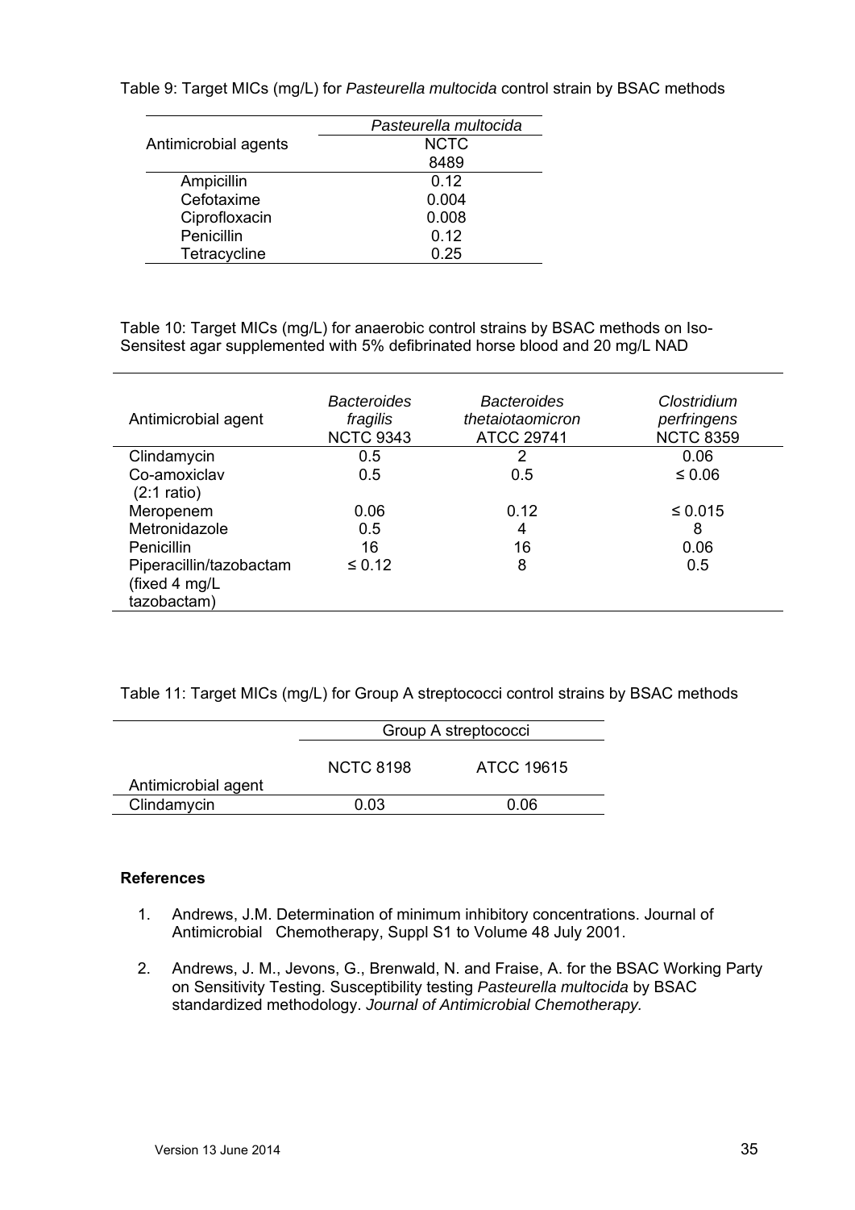Table 9: Target MICs (mg/L) for *Pasteurella multocida* control strain by BSAC methods

| Antimicrobial agents | *Pasteurella multocida* NCTC 8489 |
|---|---|
| Ampicillin | 0.12 |
| Cefotaxime | 0.004 |
| Ciprofloxacin | 0.008 |
| Penicillin | 0.12 |
| Tetracycline | 0.25 |

Table 10: Target MICs (mg/L) for anaerobic control strains by BSAC methods on Iso-Sensitest agar supplemented with 5% defibrinated horse blood and 20 mg/L NAD

| Antimicrobial agent | *Bacteroides fragilis* NCTC 9343 | *Bacteroides thetaiotaomicron* ATCC 29741 | *Clostridium perfringens* NCTC 8359 |
|---|---|---|---|
| Clindamycin | 0.5 | 2 | 0.06 |
| Co-amoxiclav (2:1 ratio) | 0.5 | 0.5 | ≤ 0.06 |
| Meropenem | 0.06 | 0.12 | ≤ 0.015 |
| Metronidazole | 0.5 | 4 | 8 |
| Penicillin | 16 | 16 | 0.06 |
| Piperacillin/tazobactam (fixed 4 mg/L tazobactam) | ≤ 0.12 | 8 | 0.5 |

Table 11: Target MICs (mg/L) for Group A streptococci control strains by BSAC methods

| | Group A streptococci | |
|---|---|---|
| Antimicrobial agent | NCTC 8198 | ATCC 19615 |
| Clindamycin | 0.03 | 0.06 |

**References**

1. Andrews, J.M. Determination of minimum inhibitory concentrations. Journal of Antimicrobial Chemotherapy, Suppl S1 to Volume 48 July 2001.

2. Andrews, J. M., Jevons, G., Brenwald, N. and Fraise, A. for the BSAC Working Party on Sensitivity Testing. Susceptibility testing *Pasteurella multocida* by BSAC standardized methodology. *Journal of Antimicrobial Chemotherapy.*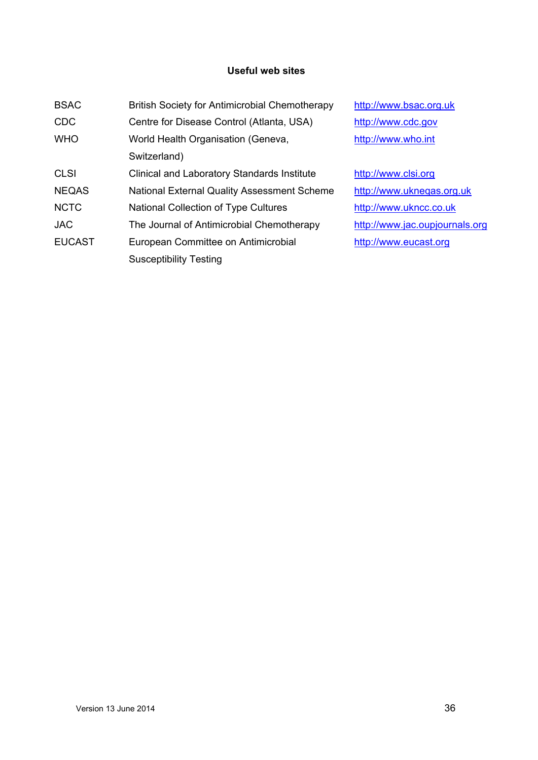## Useful web sites

| | | |
|---|---|---|
| BSAC | British Society for Antimicrobial Chemotherapy | http://www.bsac.org.uk |
| CDC | Centre for Disease Control (Atlanta, USA) | http://www.cdc.gov |
| WHO | World Health Organisation (Geneva, Switzerland) | http://www.who.int |
| CLSI | Clinical and Laboratory Standards Institute | http://www.clsi.org |
| NEQAS | National External Quality Assessment Scheme | http://www.ukneqas.org.uk |
| NCTC | National Collection of Type Cultures | http://www.ukncc.co.uk |
| JAC | The Journal of Antimicrobial Chemotherapy | http://www.jac.oupjournals.org |
| EUCAST | European Committee on Antimicrobial Susceptibility Testing | http://www.eucast.org |

Version 13 June 2014